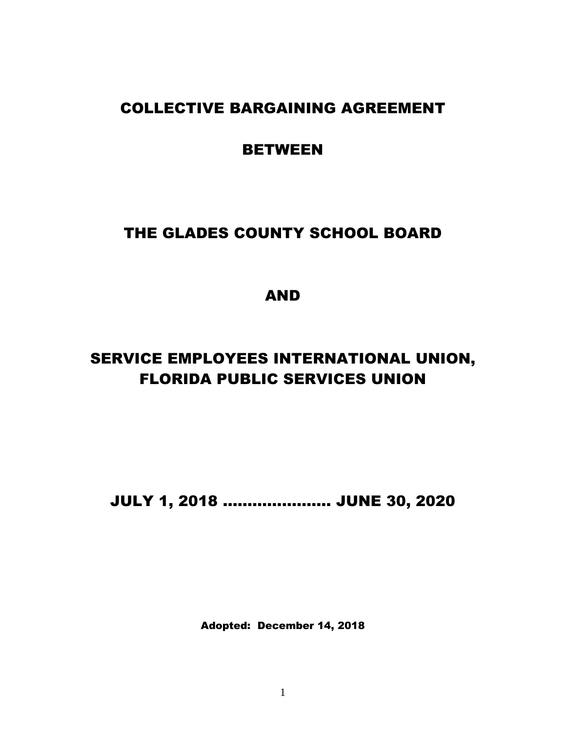# COLLECTIVE BARGAINING AGREEMENT

# BETWEEN

# THE GLADES COUNTY SCHOOL BOARD

# AND

# SERVICE EMPLOYEES INTERNATIONAL UNION, FLORIDA PUBLIC SERVICES UNION

# JULY 1, 2018 ...................... JUNE 30, 2020

**Adopted: December 14, 2018**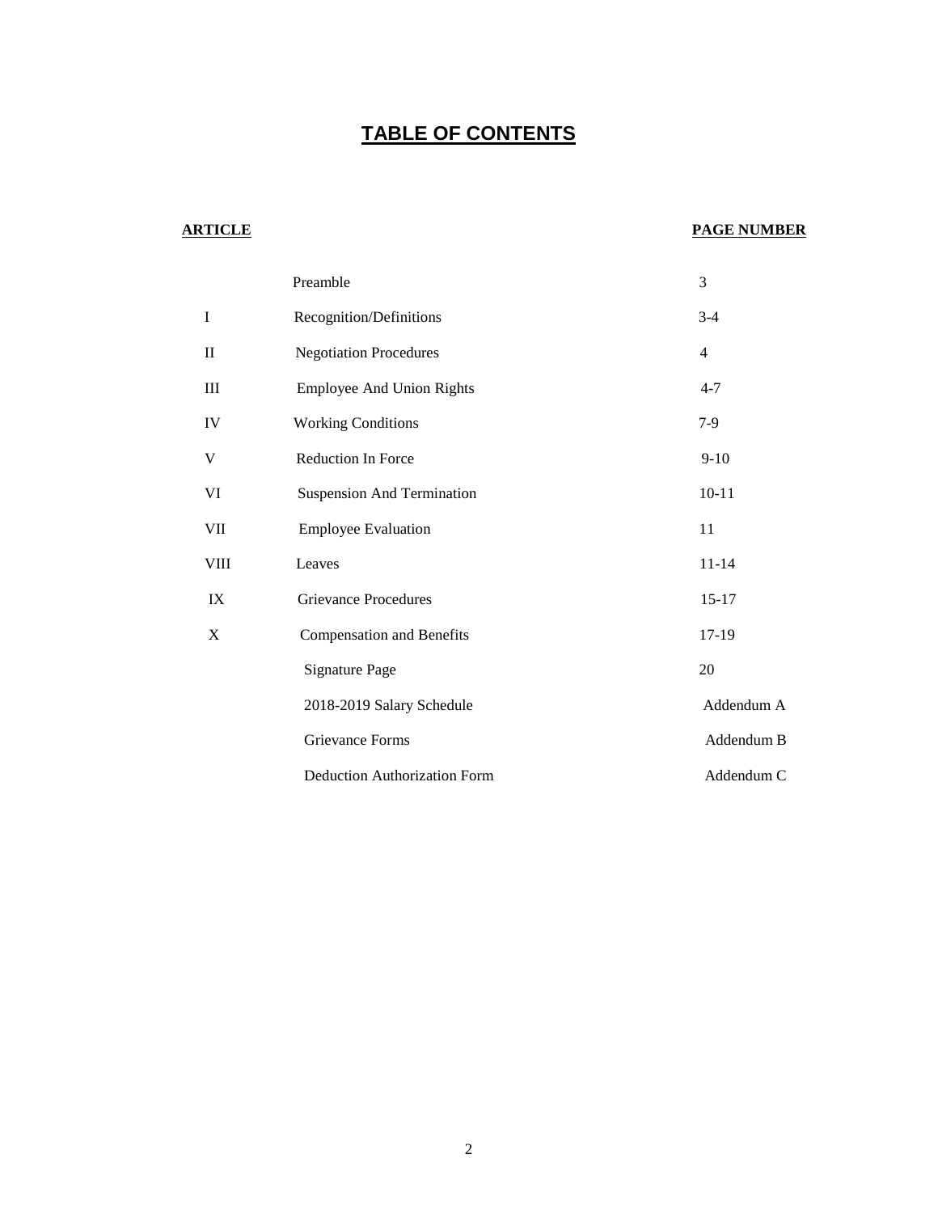# TABLE OF CONTENTS

| ARTICLE | | PAGE NUMBER |
|---|---|---|
| | Preamble | 3 |
| I | Recognition/Definitions | 3-4 |
| II | Negotiation Procedures | 4 |
| III | Employee And Union Rights | 4-7 |
| IV | Working Conditions | 7-9 |
| V | Reduction In Force | 9-10 |
| VI | Suspension And Termination | 10-11 |
| VII | Employee Evaluation | 11 |
| VIII | Leaves | 11-14 |
| IX | Grievance Procedures | 15-17 |
| X | Compensation and Benefits | 17-19 |
| | Signature Page | 20 |
| | 2018-2019 Salary Schedule | Addendum A |
| | Grievance Forms | Addendum B |
| | Deduction Authorization Form | Addendum C |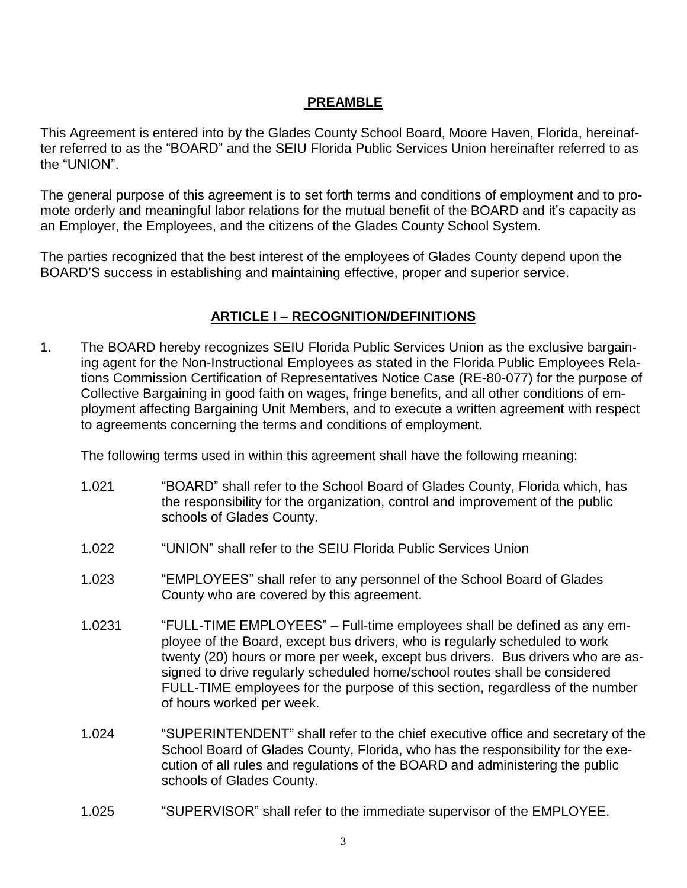## PREAMBLE

This Agreement is entered into by the Glades County School Board, Moore Haven, Florida, hereinafter referred to as the "BOARD" and the SEIU Florida Public Services Union hereinafter referred to as the "UNION".

The general purpose of this agreement is to set forth terms and conditions of employment and to promote orderly and meaningful labor relations for the mutual benefit of the BOARD and it's capacity as an Employer, the Employees, and the citizens of the Glades County School System.

The parties recognized that the best interest of the employees of Glades County depend upon the BOARD'S success in establishing and maintaining effective, proper and superior service.

## ARTICLE I – RECOGNITION/DEFINITIONS

1. The BOARD hereby recognizes SEIU Florida Public Services Union as the exclusive bargaining agent for the Non-Instructional Employees as stated in the Florida Public Employees Relations Commission Certification of Representatives Notice Case (RE-80-077) for the purpose of Collective Bargaining in good faith on wages, fringe benefits, and all other conditions of employment affecting Bargaining Unit Members, and to execute a written agreement with respect to agreements concerning the terms and conditions of employment.

   The following terms used in within this agreement shall have the following meaning:

   1.021 "BOARD" shall refer to the School Board of Glades County, Florida which, has the responsibility for the organization, control and improvement of the public schools of Glades County.

   1.022 "UNION" shall refer to the SEIU Florida Public Services Union

   1.023 "EMPLOYEES" shall refer to any personnel of the School Board of Glades County who are covered by this agreement.

   1.0231 "FULL-TIME EMPLOYEES" – Full-time employees shall be defined as any employee of the Board, except bus drivers, who is regularly scheduled to work twenty (20) hours or more per week, except bus drivers. Bus drivers who are assigned to drive regularly scheduled home/school routes shall be considered FULL-TIME employees for the purpose of this section, regardless of the number of hours worked per week.

   1.024 "SUPERINTENDENT" shall refer to the chief executive office and secretary of the School Board of Glades County, Florida, who has the responsibility for the execution of all rules and regulations of the BOARD and administering the public schools of Glades County.

   1.025 "SUPERVISOR" shall refer to the immediate supervisor of the EMPLOYEE.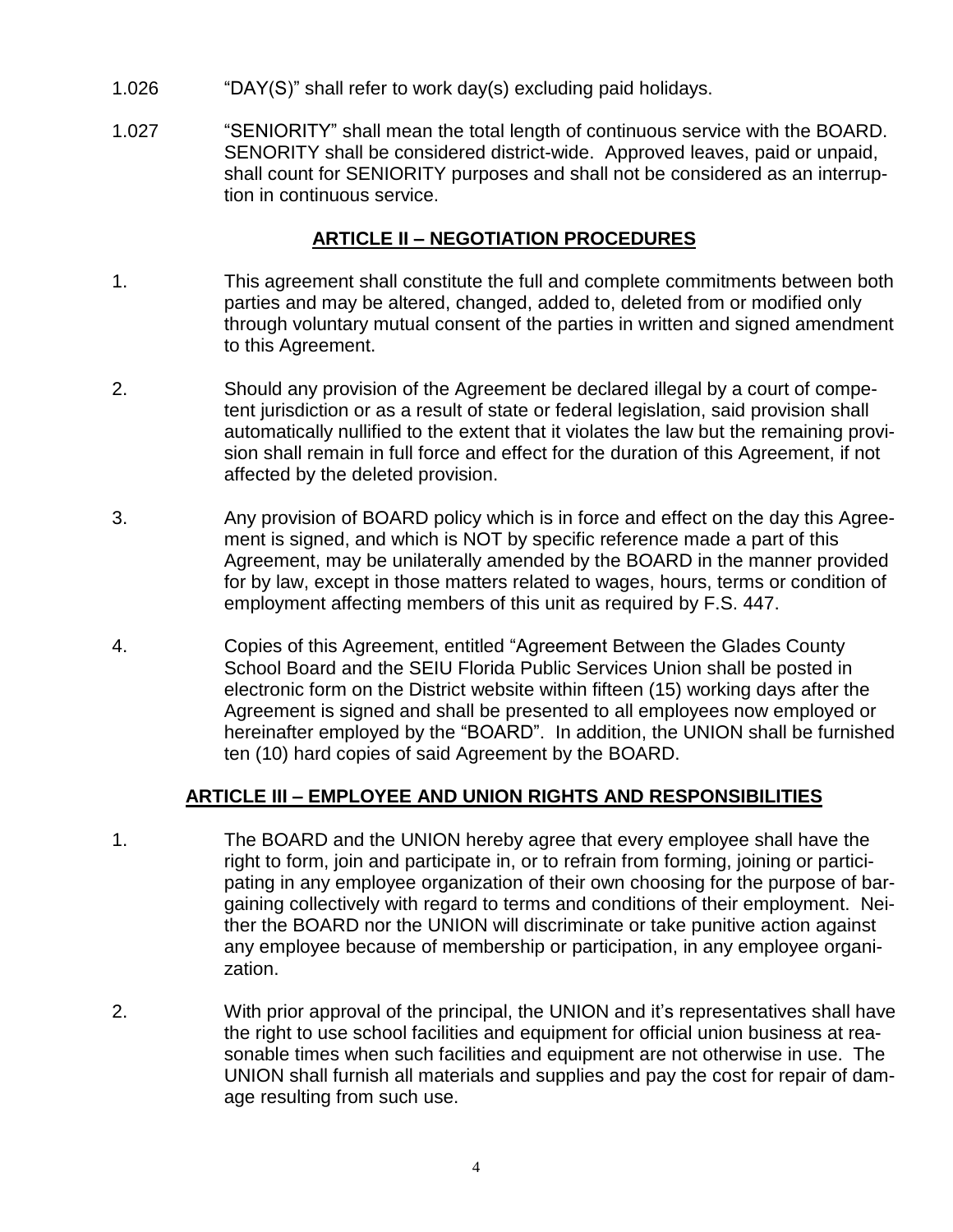1.026 "DAY(S)" shall refer to work day(s) excluding paid holidays.

1.027 "SENIORITY" shall mean the total length of continuous service with the BOARD. SENORITY shall be considered district-wide. Approved leaves, paid or unpaid, shall count for SENIORITY purposes and shall not be considered as an interruption in continuous service.

## ARTICLE II – NEGOTIATION PROCEDURES

1. This agreement shall constitute the full and complete commitments between both parties and may be altered, changed, added to, deleted from or modified only through voluntary mutual consent of the parties in written and signed amendment to this Agreement.

2. Should any provision of the Agreement be declared illegal by a court of competent jurisdiction or as a result of state or federal legislation, said provision shall automatically nullified to the extent that it violates the law but the remaining provision shall remain in full force and effect for the duration of this Agreement, if not affected by the deleted provision.

3. Any provision of BOARD policy which is in force and effect on the day this Agreement is signed, and which is NOT by specific reference made a part of this Agreement, may be unilaterally amended by the BOARD in the manner provided for by law, except in those matters related to wages, hours, terms or condition of employment affecting members of this unit as required by F.S. 447.

4. Copies of this Agreement, entitled "Agreement Between the Glades County School Board and the SEIU Florida Public Services Union shall be posted in electronic form on the District website within fifteen (15) working days after the Agreement is signed and shall be presented to all employees now employed or hereinafter employed by the "BOARD". In addition, the UNION shall be furnished ten (10) hard copies of said Agreement by the BOARD.

## ARTICLE III – EMPLOYEE AND UNION RIGHTS AND RESPONSIBILITIES

1. The BOARD and the UNION hereby agree that every employee shall have the right to form, join and participate in, or to refrain from forming, joining or participating in any employee organization of their own choosing for the purpose of bargaining collectively with regard to terms and conditions of their employment. Neither the BOARD nor the UNION will discriminate or take punitive action against any employee because of membership or participation, in any employee organization.

2. With prior approval of the principal, the UNION and it's representatives shall have the right to use school facilities and equipment for official union business at reasonable times when such facilities and equipment are not otherwise in use. The UNION shall furnish all materials and supplies and pay the cost for repair of damage resulting from such use.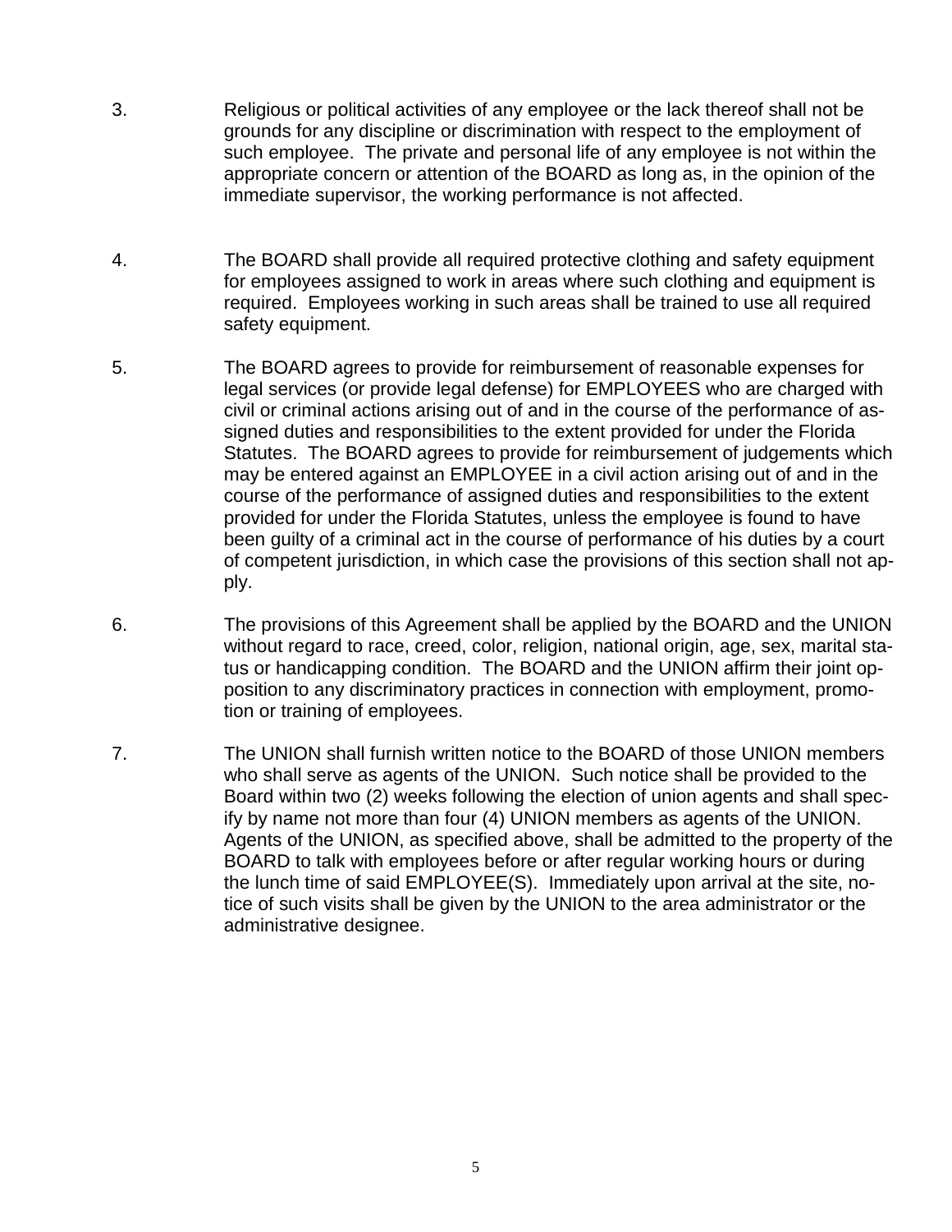3. Religious or political activities of any employee or the lack thereof shall not be grounds for any discipline or discrimination with respect to the employment of such employee. The private and personal life of any employee is not within the appropriate concern or attention of the BOARD as long as, in the opinion of the immediate supervisor, the working performance is not affected.

4. The BOARD shall provide all required protective clothing and safety equipment for employees assigned to work in areas where such clothing and equipment is required. Employees working in such areas shall be trained to use all required safety equipment.

5. The BOARD agrees to provide for reimbursement of reasonable expenses for legal services (or provide legal defense) for EMPLOYEES who are charged with civil or criminal actions arising out of and in the course of the performance of assigned duties and responsibilities to the extent provided for under the Florida Statutes. The BOARD agrees to provide for reimbursement of judgements which may be entered against an EMPLOYEE in a civil action arising out of and in the course of the performance of assigned duties and responsibilities to the extent provided for under the Florida Statutes, unless the employee is found to have been guilty of a criminal act in the course of performance of his duties by a court of competent jurisdiction, in which case the provisions of this section shall not apply.

6. The provisions of this Agreement shall be applied by the BOARD and the UNION without regard to race, creed, color, religion, national origin, age, sex, marital status or handicapping condition. The BOARD and the UNION affirm their joint opposition to any discriminatory practices in connection with employment, promotion or training of employees.

7. The UNION shall furnish written notice to the BOARD of those UNION members who shall serve as agents of the UNION. Such notice shall be provided to the Board within two (2) weeks following the election of union agents and shall specify by name not more than four (4) UNION members as agents of the UNION. Agents of the UNION, as specified above, shall be admitted to the property of the BOARD to talk with employees before or after regular working hours or during the lunch time of said EMPLOYEE(S). Immediately upon arrival at the site, notice of such visits shall be given by the UNION to the area administrator or the administrative designee.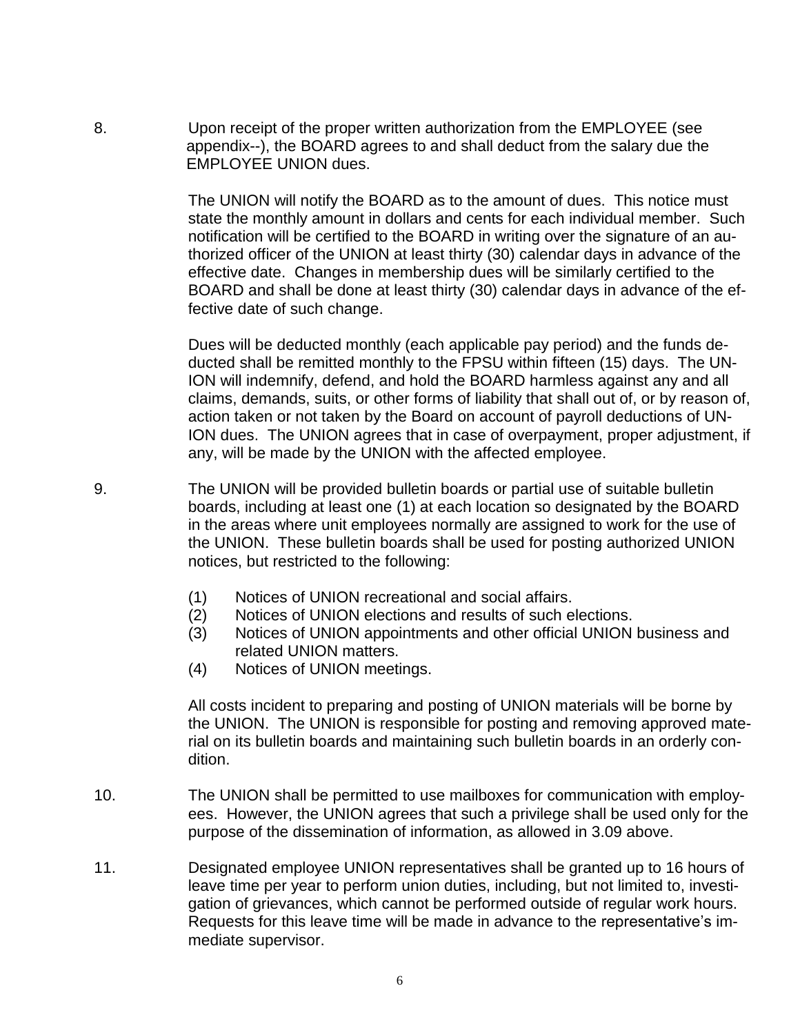8. Upon receipt of the proper written authorization from the EMPLOYEE (see appendix--), the BOARD agrees to and shall deduct from the salary due the EMPLOYEE UNION dues.

   The UNION will notify the BOARD as to the amount of dues. This notice must state the monthly amount in dollars and cents for each individual member. Such notification will be certified to the BOARD in writing over the signature of an authorized officer of the UNION at least thirty (30) calendar days in advance of the effective date. Changes in membership dues will be similarly certified to the BOARD and shall be done at least thirty (30) calendar days in advance of the effective date of such change.

   Dues will be deducted monthly (each applicable pay period) and the funds deducted shall be remitted monthly to the FPSU within fifteen (15) days. The UNION will indemnify, defend, and hold the BOARD harmless against any and all claims, demands, suits, or other forms of liability that shall out of, or by reason of, action taken or not taken by the Board on account of payroll deductions of UNION dues. The UNION agrees that in case of overpayment, proper adjustment, if any, will be made by the UNION with the affected employee.

9. The UNION will be provided bulletin boards or partial use of suitable bulletin boards, including at least one (1) at each location so designated by the BOARD in the areas where unit employees normally are assigned to work for the use of the UNION. These bulletin boards shall be used for posting authorized UNION notices, but restricted to the following:

   (1) Notices of UNION recreational and social affairs.
   (2) Notices of UNION elections and results of such elections.
   (3) Notices of UNION appointments and other official UNION business and related UNION matters.
   (4) Notices of UNION meetings.

   All costs incident to preparing and posting of UNION materials will be borne by the UNION. The UNION is responsible for posting and removing approved material on its bulletin boards and maintaining such bulletin boards in an orderly condition.

10. The UNION shall be permitted to use mailboxes for communication with employees. However, the UNION agrees that such a privilege shall be used only for the purpose of the dissemination of information, as allowed in 3.09 above.

11. Designated employee UNION representatives shall be granted up to 16 hours of leave time per year to perform union duties, including, but not limited to, investigation of grievances, which cannot be performed outside of regular work hours. Requests for this leave time will be made in advance to the representative's immediate supervisor.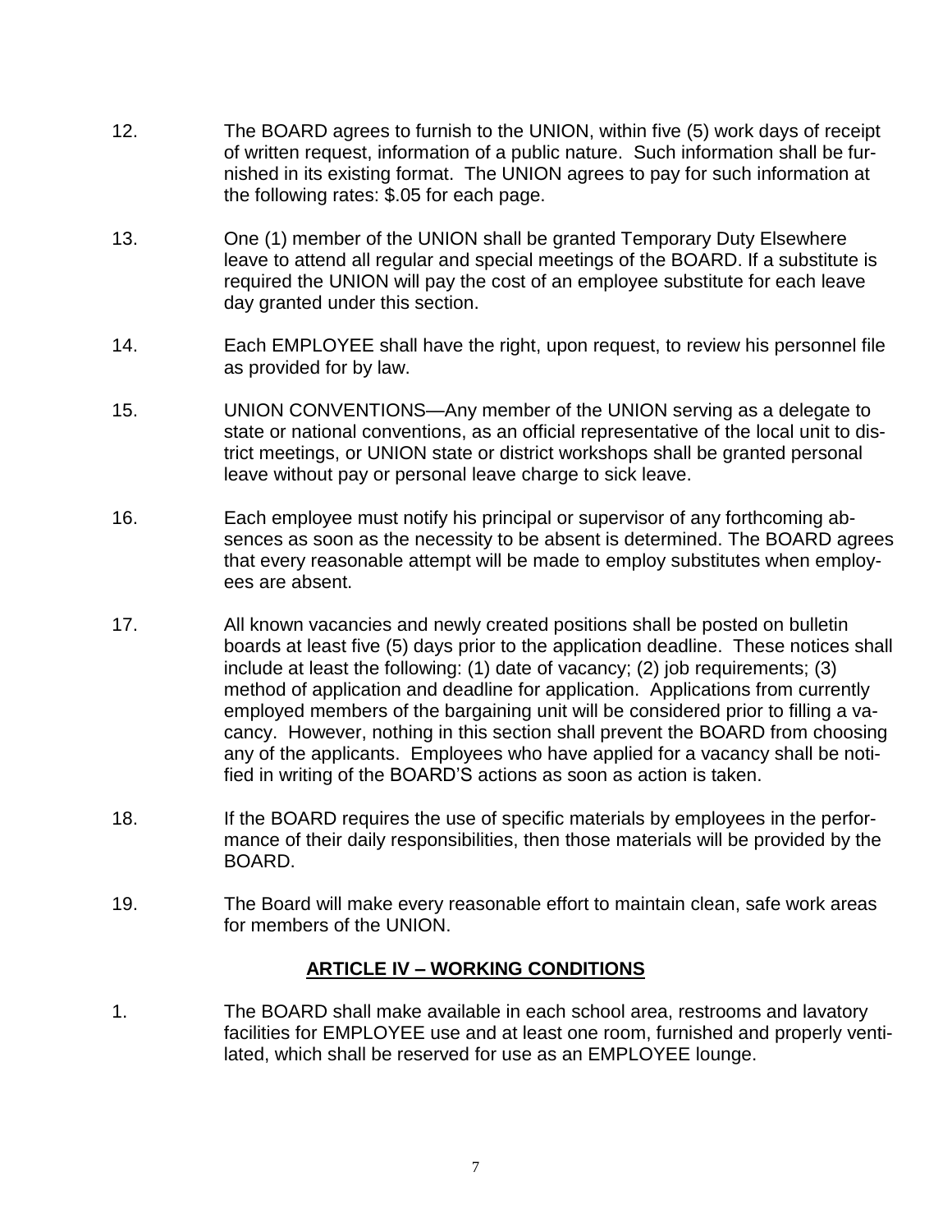12. The BOARD agrees to furnish to the UNION, within five (5) work days of receipt of written request, information of a public nature. Such information shall be furnished in its existing format. The UNION agrees to pay for such information at the following rates: $.05 for each page.

13. One (1) member of the UNION shall be granted Temporary Duty Elsewhere leave to attend all regular and special meetings of the BOARD. If a substitute is required the UNION will pay the cost of an employee substitute for each leave day granted under this section.

14. Each EMPLOYEE shall have the right, upon request, to review his personnel file as provided for by law.

15. UNION CONVENTIONS—Any member of the UNION serving as a delegate to state or national conventions, as an official representative of the local unit to district meetings, or UNION state or district workshops shall be granted personal leave without pay or personal leave charge to sick leave.

16. Each employee must notify his principal or supervisor of any forthcoming absences as soon as the necessity to be absent is determined. The BOARD agrees that every reasonable attempt will be made to employ substitutes when employees are absent.

17. All known vacancies and newly created positions shall be posted on bulletin boards at least five (5) days prior to the application deadline. These notices shall include at least the following: (1) date of vacancy; (2) job requirements; (3) method of application and deadline for application. Applications from currently employed members of the bargaining unit will be considered prior to filling a vacancy. However, nothing in this section shall prevent the BOARD from choosing any of the applicants. Employees who have applied for a vacancy shall be notified in writing of the BOARD'S actions as soon as action is taken.

18. If the BOARD requires the use of specific materials by employees in the performance of their daily responsibilities, then those materials will be provided by the BOARD.

19. The Board will make every reasonable effort to maintain clean, safe work areas for members of the UNION.

## ARTICLE IV – WORKING CONDITIONS

1. The BOARD shall make available in each school area, restrooms and lavatory facilities for EMPLOYEE use and at least one room, furnished and properly ventilated, which shall be reserved for use as an EMPLOYEE lounge.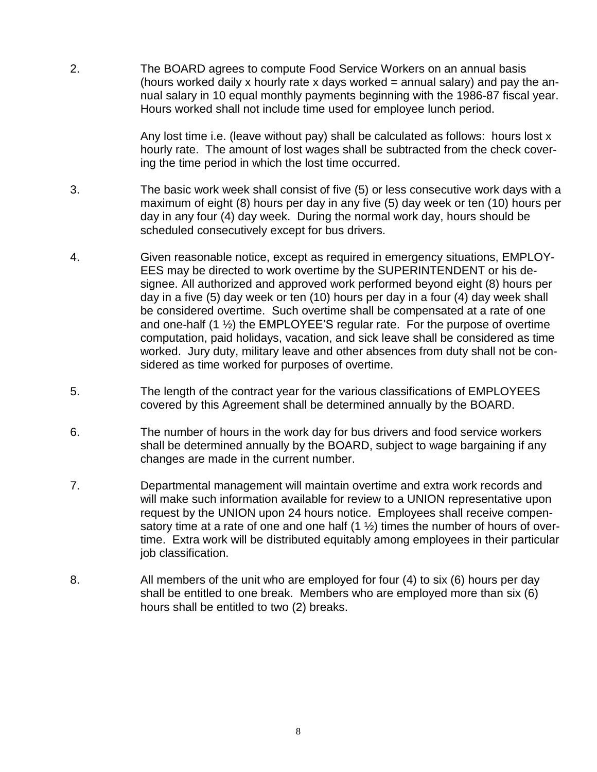2. The BOARD agrees to compute Food Service Workers on an annual basis (hours worked daily x hourly rate x days worked = annual salary) and pay the annual salary in 10 equal monthly payments beginning with the 1986-87 fiscal year. Hours worked shall not include time used for employee lunch period.

   Any lost time i.e. (leave without pay) shall be calculated as follows: hours lost x hourly rate. The amount of lost wages shall be subtracted from the check covering the time period in which the lost time occurred.

3. The basic work week shall consist of five (5) or less consecutive work days with a maximum of eight (8) hours per day in any five (5) day week or ten (10) hours per day in any four (4) day week. During the normal work day, hours should be scheduled consecutively except for bus drivers.

4. Given reasonable notice, except as required in emergency situations, EMPLOYEES may be directed to work overtime by the SUPERINTENDENT or his designee. All authorized and approved work performed beyond eight (8) hours per day in a five (5) day week or ten (10) hours per day in a four (4) day week shall be considered overtime. Such overtime shall be compensated at a rate of one and one-half (1 ½) the EMPLOYEE'S regular rate. For the purpose of overtime computation, paid holidays, vacation, and sick leave shall be considered as time worked. Jury duty, military leave and other absences from duty shall not be considered as time worked for purposes of overtime.

5. The length of the contract year for the various classifications of EMPLOYEES covered by this Agreement shall be determined annually by the BOARD.

6. The number of hours in the work day for bus drivers and food service workers shall be determined annually by the BOARD, subject to wage bargaining if any changes are made in the current number.

7. Departmental management will maintain overtime and extra work records and will make such information available for review to a UNION representative upon request by the UNION upon 24 hours notice. Employees shall receive compensatory time at a rate of one and one half (1 ½) times the number of hours of overtime. Extra work will be distributed equitably among employees in their particular job classification.

8. All members of the unit who are employed for four (4) to six (6) hours per day shall be entitled to one break. Members who are employed more than six (6) hours shall be entitled to two (2) breaks.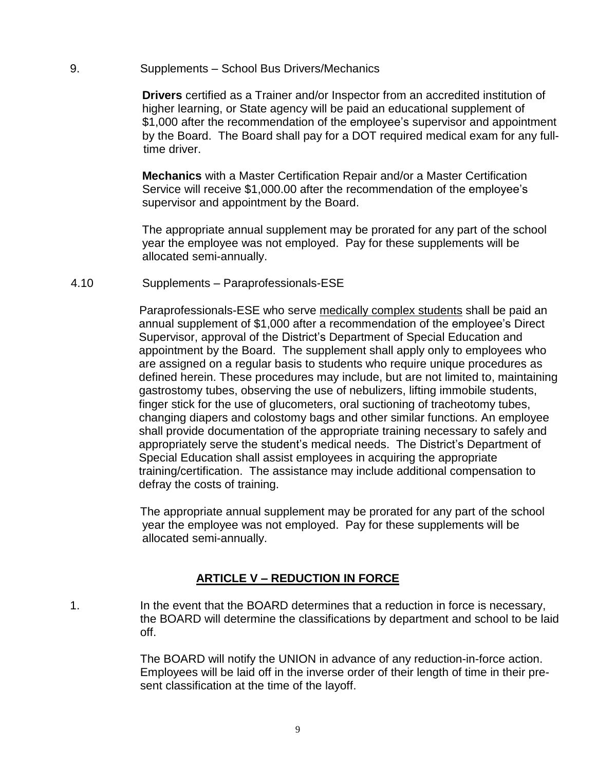9. Supplements – School Bus Drivers/Mechanics

**Drivers** certified as a Trainer and/or Inspector from an accredited institution of higher learning, or State agency will be paid an educational supplement of $1,000 after the recommendation of the employee's supervisor and appointment by the Board. The Board shall pay for a DOT required medical exam for any full-time driver.

**Mechanics** with a Master Certification Repair and/or a Master Certification Service will receive $1,000.00 after the recommendation of the employee's supervisor and appointment by the Board.

The appropriate annual supplement may be prorated for any part of the school year the employee was not employed. Pay for these supplements will be allocated semi-annually.

4.10 Supplements – Paraprofessionals-ESE

Paraprofessionals-ESE who serve <u>medically complex students</u> shall be paid an annual supplement of $1,000 after a recommendation of the employee's Direct Supervisor, approval of the District's Department of Special Education and appointment by the Board. The supplement shall apply only to employees who are assigned on a regular basis to students who require unique procedures as defined herein. These procedures may include, but are not limited to, maintaining gastrostomy tubes, observing the use of nebulizers, lifting immobile students, finger stick for the use of glucometers, oral suctioning of tracheotomy tubes, changing diapers and colostomy bags and other similar functions. An employee shall provide documentation of the appropriate training necessary to safely and appropriately serve the student's medical needs. The District's Department of Special Education shall assist employees in acquiring the appropriate training/certification. The assistance may include additional compensation to defray the costs of training.

The appropriate annual supplement may be prorated for any part of the school year the employee was not employed. Pay for these supplements will be allocated semi-annually.

## **<u>ARTICLE V – REDUCTION IN FORCE</u>**

1. In the event that the BOARD determines that a reduction in force is necessary, the BOARD will determine the classifications by department and school to be laid off.

   The BOARD will notify the UNION in advance of any reduction-in-force action. Employees will be laid off in the inverse order of their length of time in their present classification at the time of the layoff.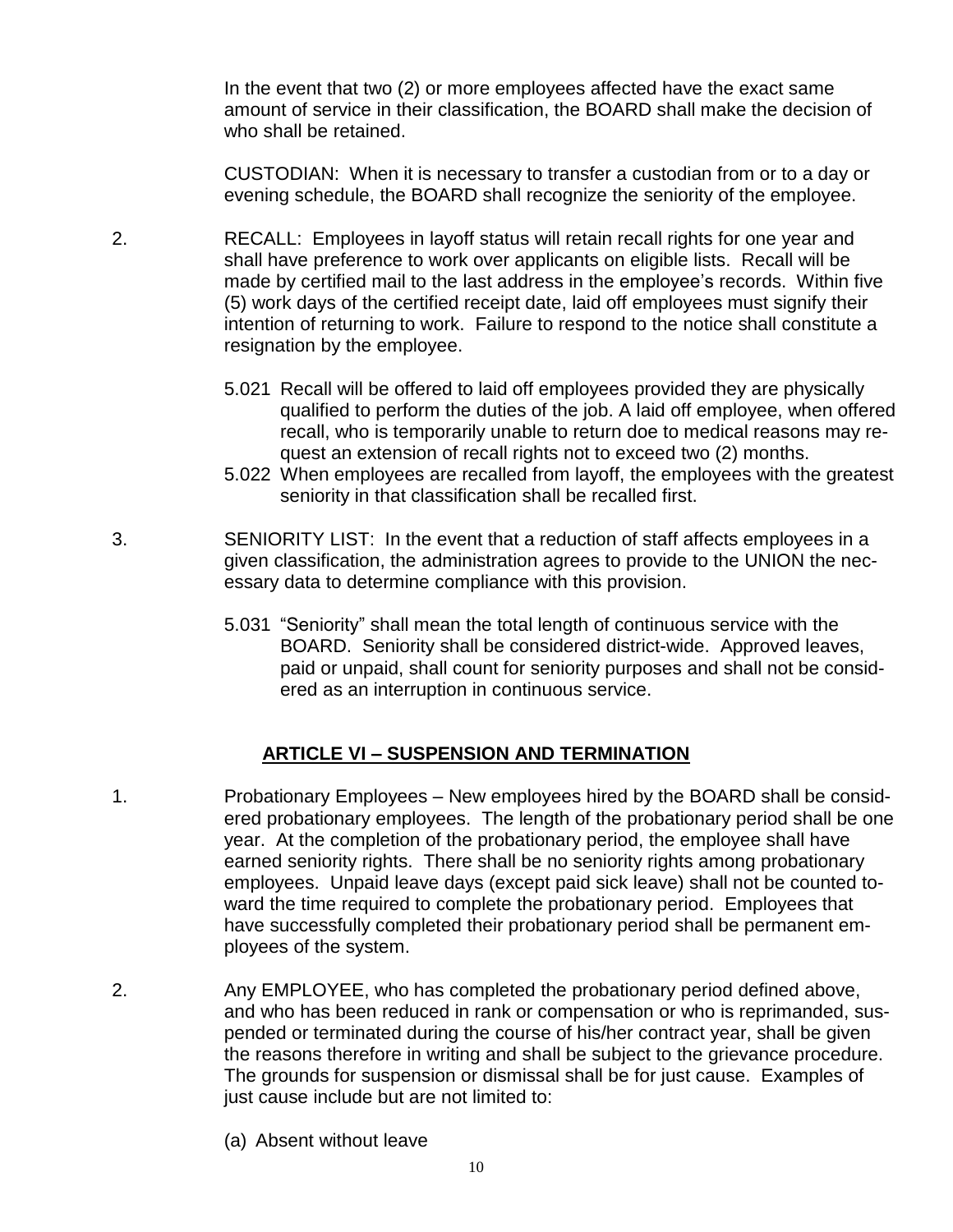In the event that two (2) or more employees affected have the exact same amount of service in their classification, the BOARD shall make the decision of who shall be retained.

CUSTODIAN: When it is necessary to transfer a custodian from or to a day or evening schedule, the BOARD shall recognize the seniority of the employee.

2. RECALL: Employees in layoff status will retain recall rights for one year and shall have preference to work over applicants on eligible lists. Recall will be made by certified mail to the last address in the employee's records. Within five (5) work days of the certified receipt date, laid off employees must signify their intention of returning to work. Failure to respond to the notice shall constitute a resignation by the employee.

   5.021 Recall will be offered to laid off employees provided they are physically qualified to perform the duties of the job. A laid off employee, when offered recall, who is temporarily unable to return doe to medical reasons may request an extension of recall rights not to exceed two (2) months.

   5.022 When employees are recalled from layoff, the employees with the greatest seniority in that classification shall be recalled first.

3. SENIORITY LIST: In the event that a reduction of staff affects employees in a given classification, the administration agrees to provide to the UNION the necessary data to determine compliance with this provision.

   5.031 "Seniority" shall mean the total length of continuous service with the BOARD. Seniority shall be considered district-wide. Approved leaves, paid or unpaid, shall count for seniority purposes and shall not be considered as an interruption in continuous service.

## ARTICLE VI – SUSPENSION AND TERMINATION

1. Probationary Employees – New employees hired by the BOARD shall be considered probationary employees. The length of the probationary period shall be one year. At the completion of the probationary period, the employee shall have earned seniority rights. There shall be no seniority rights among probationary employees. Unpaid leave days (except paid sick leave) shall not be counted toward the time required to complete the probationary period. Employees that have successfully completed their probationary period shall be permanent employees of the system.

2. Any EMPLOYEE, who has completed the probationary period defined above, and who has been reduced in rank or compensation or who is reprimanded, suspended or terminated during the course of his/her contract year, shall be given the reasons therefore in writing and shall be subject to the grievance procedure. The grounds for suspension or dismissal shall be for just cause. Examples of just cause include but are not limited to:

   (a) Absent without leave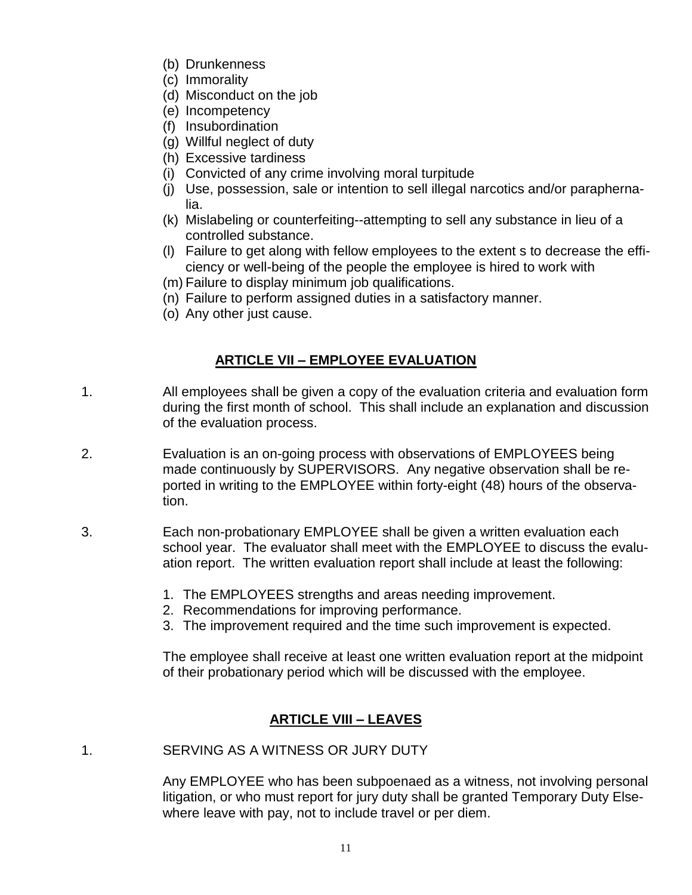(b) Drunkenness
(c) Immorality
(d) Misconduct on the job
(e) Incompetency
(f) Insubordination
(g) Willful neglect of duty
(h) Excessive tardiness
(i) Convicted of any crime involving moral turpitude
(j) Use, possession, sale or intention to sell illegal narcotics and/or paraphernalia.
(k) Mislabeling or counterfeiting--attempting to sell any substance in lieu of a controlled substance.
(l) Failure to get along with fellow employees to the extent s to decrease the efficiency or well-being of the people the employee is hired to work with
(m) Failure to display minimum job qualifications.
(n) Failure to perform assigned duties in a satisfactory manner.
(o) Any other just cause.

## ARTICLE VII – EMPLOYEE EVALUATION

1. All employees shall be given a copy of the evaluation criteria and evaluation form during the first month of school. This shall include an explanation and discussion of the evaluation process.

2. Evaluation is an on-going process with observations of EMPLOYEES being made continuously by SUPERVISORS. Any negative observation shall be reported in writing to the EMPLOYEE within forty-eight (48) hours of the observation.

3. Each non-probationary EMPLOYEE shall be given a written evaluation each school year. The evaluator shall meet with the EMPLOYEE to discuss the evaluation report. The written evaluation report shall include at least the following:

   1. The EMPLOYEES strengths and areas needing improvement.
   2. Recommendations for improving performance.
   3. The improvement required and the time such improvement is expected.

   The employee shall receive at least one written evaluation report at the midpoint of their probationary period which will be discussed with the employee.

## ARTICLE VIII – LEAVES

1. SERVING AS A WITNESS OR JURY DUTY

   Any EMPLOYEE who has been subpoenaed as a witness, not involving personal litigation, or who must report for jury duty shall be granted Temporary Duty Elsewhere leave with pay, not to include travel or per diem.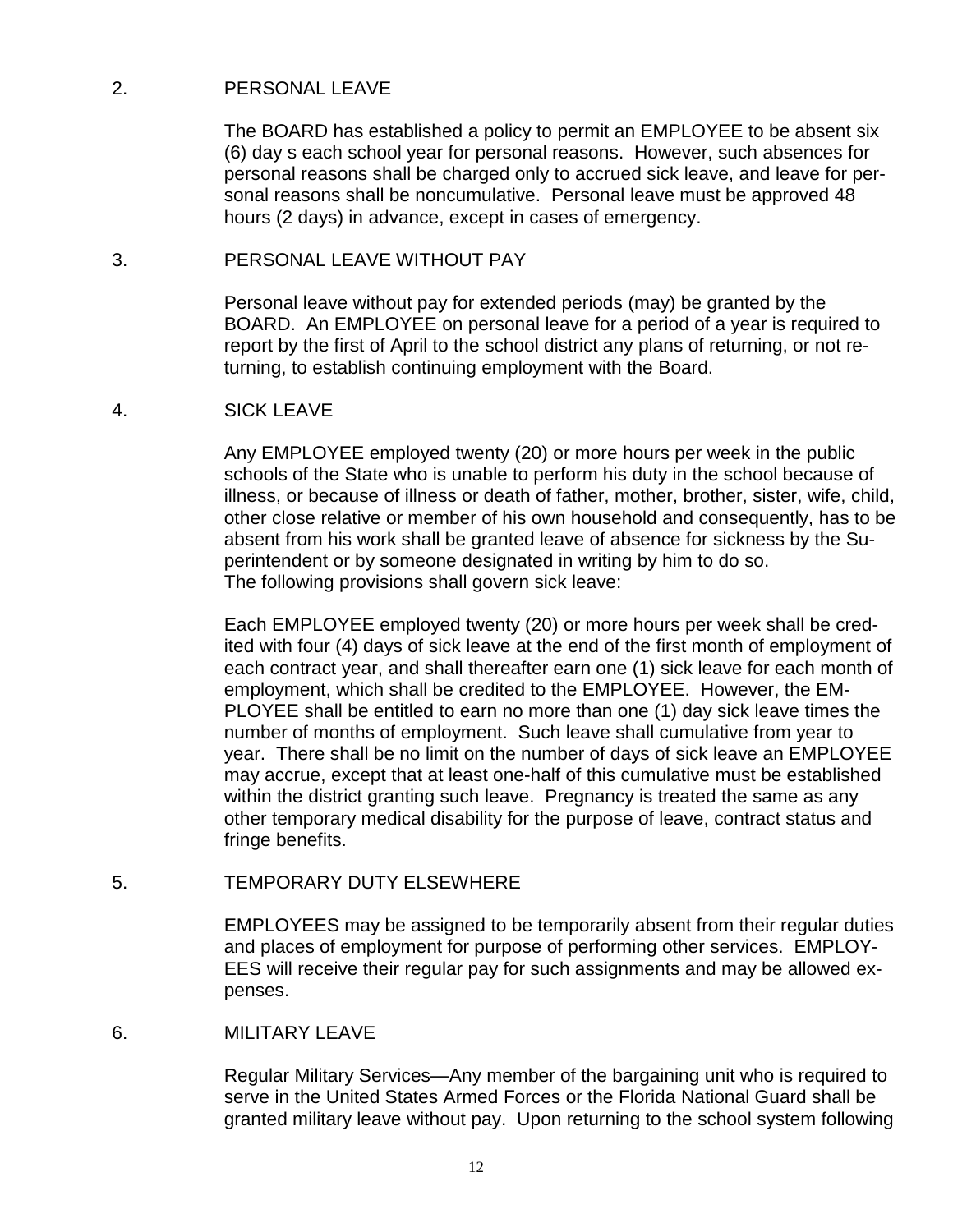2. PERSONAL LEAVE

The BOARD has established a policy to permit an EMPLOYEE to be absent six (6) day s each school year for personal reasons. However, such absences for personal reasons shall be charged only to accrued sick leave, and leave for personal reasons shall be noncumulative. Personal leave must be approved 48 hours (2 days) in advance, except in cases of emergency.

3. PERSONAL LEAVE WITHOUT PAY

Personal leave without pay for extended periods (may) be granted by the BOARD. An EMPLOYEE on personal leave for a period of a year is required to report by the first of April to the school district any plans of returning, or not returning, to establish continuing employment with the Board.

4. SICK LEAVE

Any EMPLOYEE employed twenty (20) or more hours per week in the public schools of the State who is unable to perform his duty in the school because of illness, or because of illness or death of father, mother, brother, sister, wife, child, other close relative or member of his own household and consequently, has to be absent from his work shall be granted leave of absence for sickness by the Superintendent or by someone designated in writing by him to do so.
The following provisions shall govern sick leave:

Each EMPLOYEE employed twenty (20) or more hours per week shall be credited with four (4) days of sick leave at the end of the first month of employment of each contract year, and shall thereafter earn one (1) sick leave for each month of employment, which shall be credited to the EMPLOYEE. However, the EMPLOYEE shall be entitled to earn no more than one (1) day sick leave times the number of months of employment. Such leave shall cumulative from year to year. There shall be no limit on the number of days of sick leave an EMPLOYEE may accrue, except that at least one-half of this cumulative must be established within the district granting such leave. Pregnancy is treated the same as any other temporary medical disability for the purpose of leave, contract status and fringe benefits.

5. TEMPORARY DUTY ELSEWHERE

EMPLOYEES may be assigned to be temporarily absent from their regular duties and places of employment for purpose of performing other services. EMPLOYEES will receive their regular pay for such assignments and may be allowed expenses.

6. MILITARY LEAVE

Regular Military Services—Any member of the bargaining unit who is required to serve in the United States Armed Forces or the Florida National Guard shall be granted military leave without pay. Upon returning to the school system following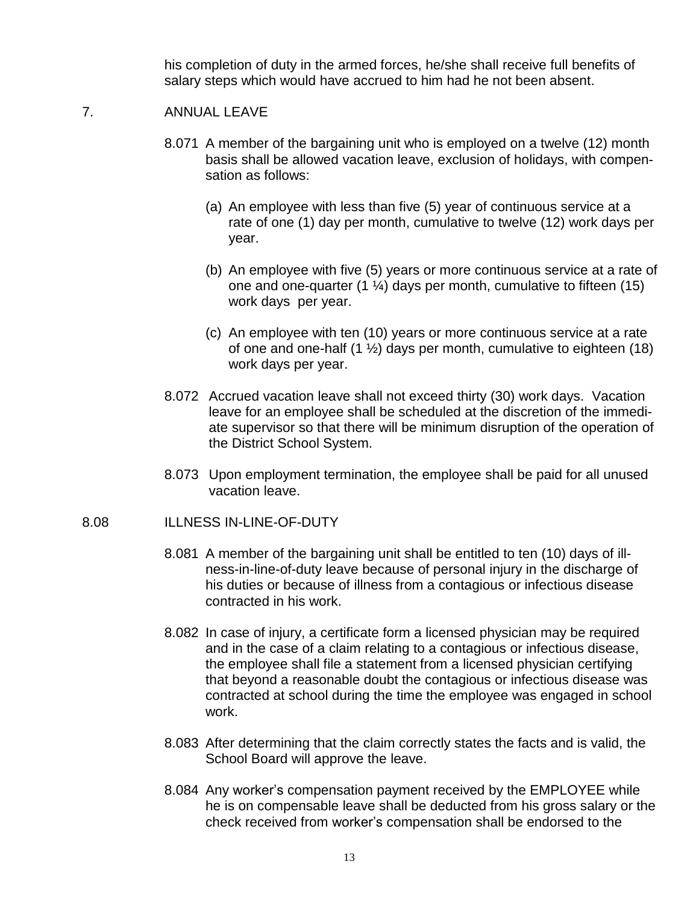his completion of duty in the armed forces, he/she shall receive full benefits of salary steps which would have accrued to him had he not been absent.

7. ANNUAL LEAVE

8.071 A member of the bargaining unit who is employed on a twelve (12) month basis shall be allowed vacation leave, exclusion of holidays, with compensation as follows:

(a) An employee with less than five (5) year of continuous service at a rate of one (1) day per month, cumulative to twelve (12) work days per year.

(b) An employee with five (5) years or more continuous service at a rate of one and one-quarter (1 ¼) days per month, cumulative to fifteen (15) work days per year.

(c) An employee with ten (10) years or more continuous service at a rate of one and one-half (1 ½) days per month, cumulative to eighteen (18) work days per year.

8.072 Accrued vacation leave shall not exceed thirty (30) work days. Vacation leave for an employee shall be scheduled at the discretion of the immediate supervisor so that there will be minimum disruption of the operation of the District School System.

8.073 Upon employment termination, the employee shall be paid for all unused vacation leave.

8.08 ILLNESS IN-LINE-OF-DUTY

8.081 A member of the bargaining unit shall be entitled to ten (10) days of illness-in-line-of-duty leave because of personal injury in the discharge of his duties or because of illness from a contagious or infectious disease contracted in his work.

8.082 In case of injury, a certificate form a licensed physician may be required and in the case of a claim relating to a contagious or infectious disease, the employee shall file a statement from a licensed physician certifying that beyond a reasonable doubt the contagious or infectious disease was contracted at school during the time the employee was engaged in school work.

8.083 After determining that the claim correctly states the facts and is valid, the School Board will approve the leave.

8.084 Any worker's compensation payment received by the EMPLOYEE while he is on compensable leave shall be deducted from his gross salary or the check received from worker's compensation shall be endorsed to the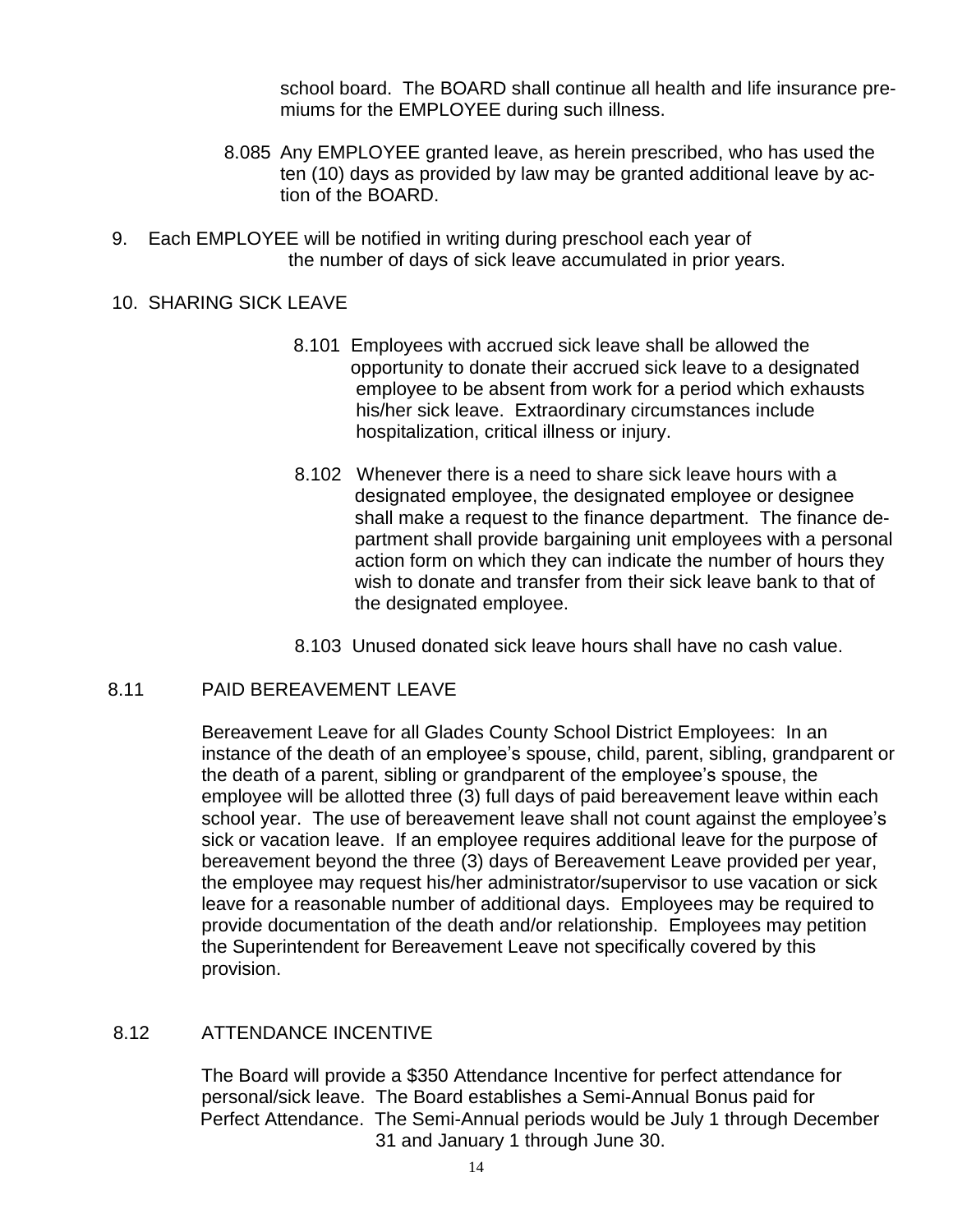school board. The BOARD shall continue all health and life insurance premiums for the EMPLOYEE during such illness.

8.085 Any EMPLOYEE granted leave, as herein prescribed, who has used the ten (10) days as provided by law may be granted additional leave by action of the BOARD.

9. Each EMPLOYEE will be notified in writing during preschool each year of the number of days of sick leave accumulated in prior years.

10. SHARING SICK LEAVE

8.101 Employees with accrued sick leave shall be allowed the opportunity to donate their accrued sick leave to a designated employee to be absent from work for a period which exhausts his/her sick leave. Extraordinary circumstances include hospitalization, critical illness or injury.

8.102 Whenever there is a need to share sick leave hours with a designated employee, the designated employee or designee shall make a request to the finance department. The finance department shall provide bargaining unit employees with a personal action form on which they can indicate the number of hours they wish to donate and transfer from their sick leave bank to that of the designated employee.

8.103 Unused donated sick leave hours shall have no cash value.

## 8.11 PAID BEREAVEMENT LEAVE

Bereavement Leave for all Glades County School District Employees: In an instance of the death of an employee's spouse, child, parent, sibling, grandparent or the death of a parent, sibling or grandparent of the employee's spouse, the employee will be allotted three (3) full days of paid bereavement leave within each school year. The use of bereavement leave shall not count against the employee's sick or vacation leave. If an employee requires additional leave for the purpose of bereavement beyond the three (3) days of Bereavement Leave provided per year, the employee may request his/her administrator/supervisor to use vacation or sick leave for a reasonable number of additional days. Employees may be required to provide documentation of the death and/or relationship. Employees may petition the Superintendent for Bereavement Leave not specifically covered by this provision.

## 8.12 ATTENDANCE INCENTIVE

The Board will provide a $350 Attendance Incentive for perfect attendance for personal/sick leave. The Board establishes a Semi-Annual Bonus paid for Perfect Attendance. The Semi-Annual periods would be July 1 through December 31 and January 1 through June 30.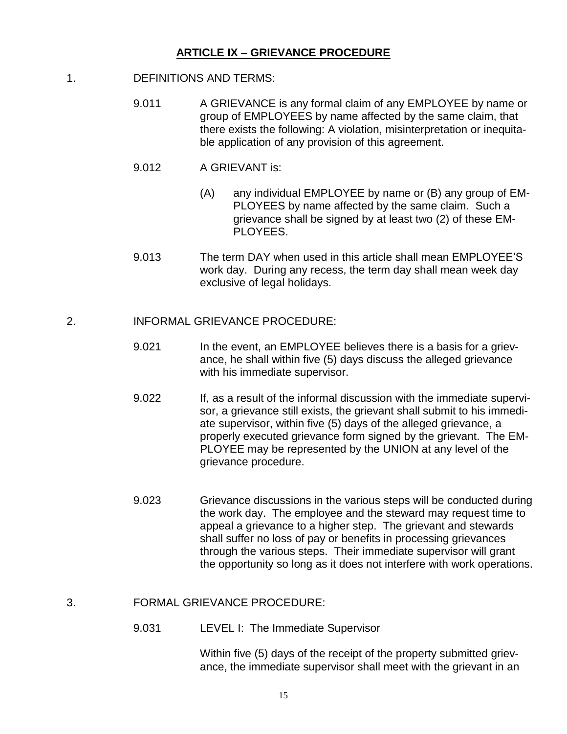## ARTICLE IX – GRIEVANCE PROCEDURE

1. DEFINITIONS AND TERMS:

9.011 A GRIEVANCE is any formal claim of any EMPLOYEE by name or group of EMPLOYEES by name affected by the same claim, that there exists the following: A violation, misinterpretation or inequitable application of any provision of this agreement.

9.012 A GRIEVANT is:

(A) any individual EMPLOYEE by name or (B) any group of EMPLOYEES by name affected by the same claim. Such a grievance shall be signed by at least two (2) of these EMPLOYEES.

9.013 The term DAY when used in this article shall mean EMPLOYEE'S work day. During any recess, the term day shall mean week day exclusive of legal holidays.

2. INFORMAL GRIEVANCE PROCEDURE:

9.021 In the event, an EMPLOYEE believes there is a basis for a grievance, he shall within five (5) days discuss the alleged grievance with his immediate supervisor.

9.022 If, as a result of the informal discussion with the immediate supervisor, a grievance still exists, the grievant shall submit to his immediate supervisor, within five (5) days of the alleged grievance, a properly executed grievance form signed by the grievant. The EMPLOYEE may be represented by the UNION at any level of the grievance procedure.

9.023 Grievance discussions in the various steps will be conducted during the work day. The employee and the steward may request time to appeal a grievance to a higher step. The grievant and stewards shall suffer no loss of pay or benefits in processing grievances through the various steps. Their immediate supervisor will grant the opportunity so long as it does not interfere with work operations.

3. FORMAL GRIEVANCE PROCEDURE:

9.031 LEVEL I: The Immediate Supervisor

Within five (5) days of the receipt of the property submitted grievance, the immediate supervisor shall meet with the grievant in an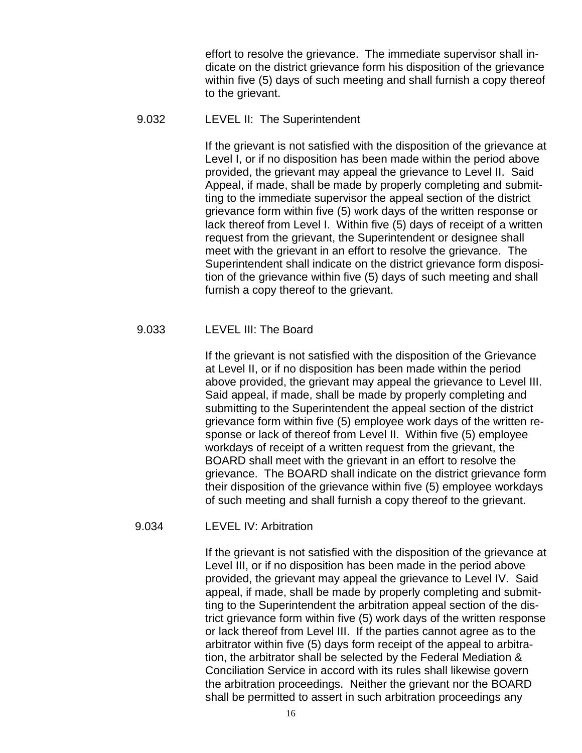effort to resolve the grievance. The immediate supervisor shall indicate on the district grievance form his disposition of the grievance within five (5) days of such meeting and shall furnish a copy thereof to the grievant.

9.032 LEVEL II: The Superintendent

If the grievant is not satisfied with the disposition of the grievance at Level I, or if no disposition has been made within the period above provided, the grievant may appeal the grievance to Level II. Said Appeal, if made, shall be made by properly completing and submitting to the immediate supervisor the appeal section of the district grievance form within five (5) work days of the written response or lack thereof from Level I. Within five (5) days of receipt of a written request from the grievant, the Superintendent or designee shall meet with the grievant in an effort to resolve the grievance. The Superintendent shall indicate on the district grievance form disposition of the grievance within five (5) days of such meeting and shall furnish a copy thereof to the grievant.

9.033 LEVEL III: The Board

If the grievant is not satisfied with the disposition of the Grievance at Level II, or if no disposition has been made within the period above provided, the grievant may appeal the grievance to Level III. Said appeal, if made, shall be made by properly completing and submitting to the Superintendent the appeal section of the district grievance form within five (5) employee work days of the written response or lack of thereof from Level II. Within five (5) employee workdays of receipt of a written request from the grievant, the BOARD shall meet with the grievant in an effort to resolve the grievance. The BOARD shall indicate on the district grievance form their disposition of the grievance within five (5) employee workdays of such meeting and shall furnish a copy thereof to the grievant.

9.034 LEVEL IV: Arbitration

If the grievant is not satisfied with the disposition of the grievance at Level III, or if no disposition has been made in the period above provided, the grievant may appeal the grievance to Level IV. Said appeal, if made, shall be made by properly completing and submitting to the Superintendent the arbitration appeal section of the district grievance form within five (5) work days of the written response or lack thereof from Level III. If the parties cannot agree as to the arbitrator within five (5) days form receipt of the appeal to arbitration, the arbitrator shall be selected by the Federal Mediation & Conciliation Service in accord with its rules shall likewise govern the arbitration proceedings. Neither the grievant nor the BOARD shall be permitted to assert in such arbitration proceedings any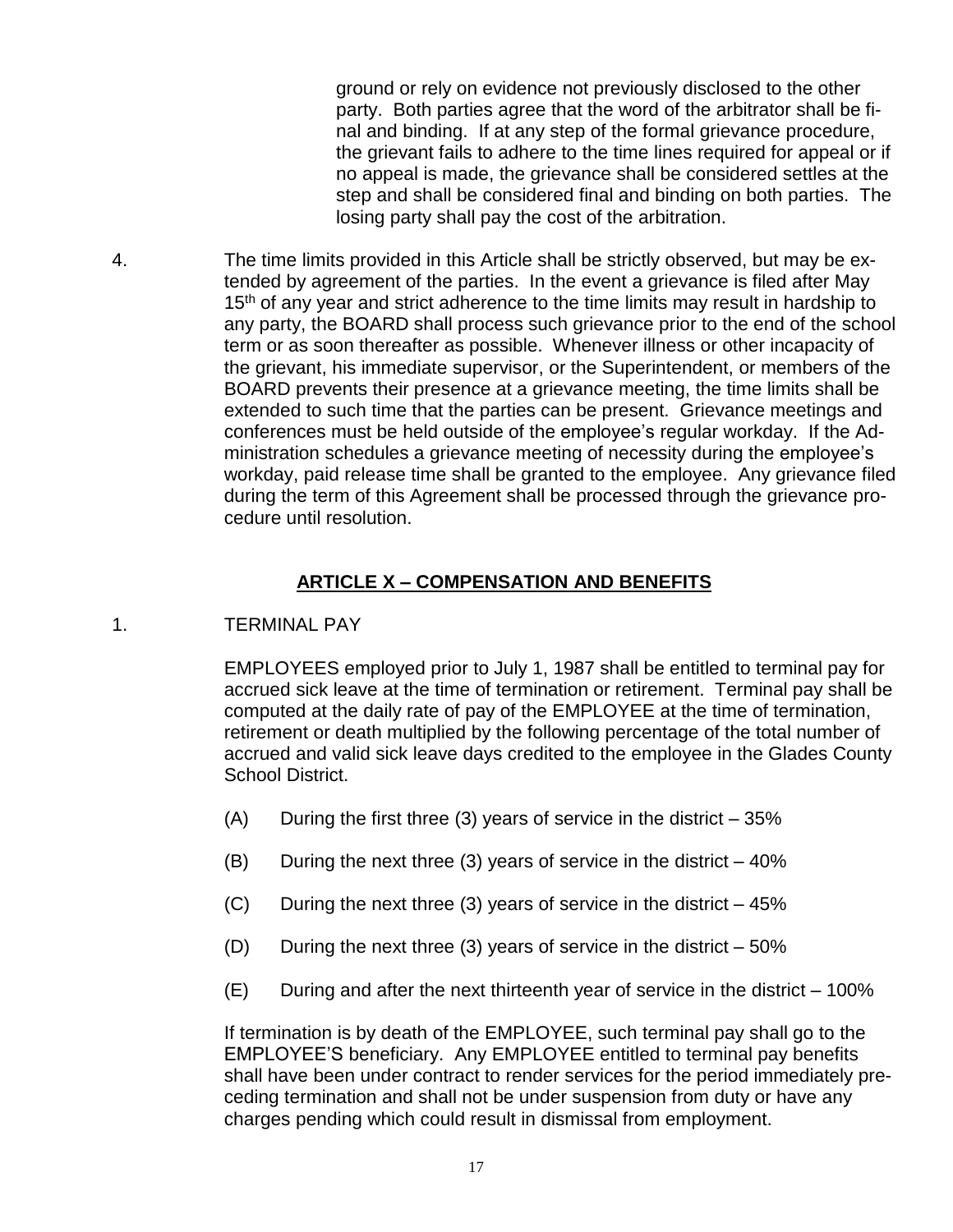ground or rely on evidence not previously disclosed to the other party. Both parties agree that the word of the arbitrator shall be final and binding. If at any step of the formal grievance procedure, the grievant fails to adhere to the time lines required for appeal or if no appeal is made, the grievance shall be considered settles at the step and shall be considered final and binding on both parties. The losing party shall pay the cost of the arbitration.

4. The time limits provided in this Article shall be strictly observed, but may be extended by agreement of the parties. In the event a grievance is filed after May 15th of any year and strict adherence to the time limits may result in hardship to any party, the BOARD shall process such grievance prior to the end of the school term or as soon thereafter as possible. Whenever illness or other incapacity of the grievant, his immediate supervisor, or the Superintendent, or members of the BOARD prevents their presence at a grievance meeting, the time limits shall be extended to such time that the parties can be present. Grievance meetings and conferences must be held outside of the employee's regular workday. If the Administration schedules a grievance meeting of necessity during the employee's workday, paid release time shall be granted to the employee. Any grievance filed during the term of this Agreement shall be processed through the grievance procedure until resolution.

## ARTICLE X – COMPENSATION AND BENEFITS

1. TERMINAL PAY

EMPLOYEES employed prior to July 1, 1987 shall be entitled to terminal pay for accrued sick leave at the time of termination or retirement. Terminal pay shall be computed at the daily rate of pay of the EMPLOYEE at the time of termination, retirement or death multiplied by the following percentage of the total number of accrued and valid sick leave days credited to the employee in the Glades County School District.

(A) During the first three (3) years of service in the district – 35%

(B) During the next three (3) years of service in the district – 40%

(C) During the next three (3) years of service in the district – 45%

(D) During the next three (3) years of service in the district – 50%

(E) During and after the next thirteenth year of service in the district – 100%

If termination is by death of the EMPLOYEE, such terminal pay shall go to the EMPLOYEE'S beneficiary. Any EMPLOYEE entitled to terminal pay benefits shall have been under contract to render services for the period immediately preceding termination and shall not be under suspension from duty or have any charges pending which could result in dismissal from employment.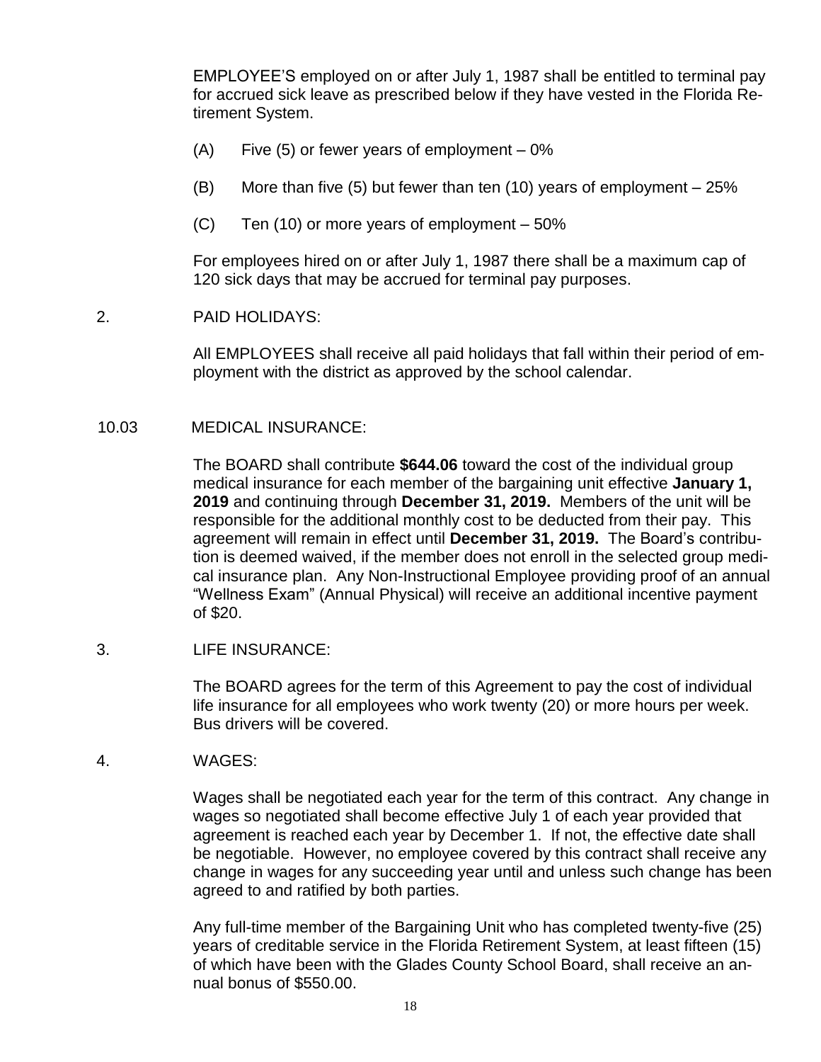EMPLOYEE'S employed on or after July 1, 1987 shall be entitled to terminal pay for accrued sick leave as prescribed below if they have vested in the Florida Retirement System.

(A) Five (5) or fewer years of employment – 0%

(B) More than five (5) but fewer than ten (10) years of employment – 25%

(C) Ten (10) or more years of employment – 50%

For employees hired on or after July 1, 1987 there shall be a maximum cap of 120 sick days that may be accrued for terminal pay purposes.

2. PAID HOLIDAYS:

All EMPLOYEES shall receive all paid holidays that fall within their period of employment with the district as approved by the school calendar.

10.03 MEDICAL INSURANCE:

The BOARD shall contribute **$644.06** toward the cost of the individual group medical insurance for each member of the bargaining unit effective **January 1, 2019** and continuing through **December 31, 2019.** Members of the unit will be responsible for the additional monthly cost to be deducted from their pay. This agreement will remain in effect until **December 31, 2019.** The Board's contribution is deemed waived, if the member does not enroll in the selected group medical insurance plan. Any Non-Instructional Employee providing proof of an annual "Wellness Exam" (Annual Physical) will receive an additional incentive payment of $20.

3. LIFE INSURANCE:

The BOARD agrees for the term of this Agreement to pay the cost of individual life insurance for all employees who work twenty (20) or more hours per week. Bus drivers will be covered.

4. WAGES:

Wages shall be negotiated each year for the term of this contract. Any change in wages so negotiated shall become effective July 1 of each year provided that agreement is reached each year by December 1. If not, the effective date shall be negotiable. However, no employee covered by this contract shall receive any change in wages for any succeeding year until and unless such change has been agreed to and ratified by both parties.

Any full-time member of the Bargaining Unit who has completed twenty-five (25) years of creditable service in the Florida Retirement System, at least fifteen (15) of which have been with the Glades County School Board, shall receive an annual bonus of $550.00.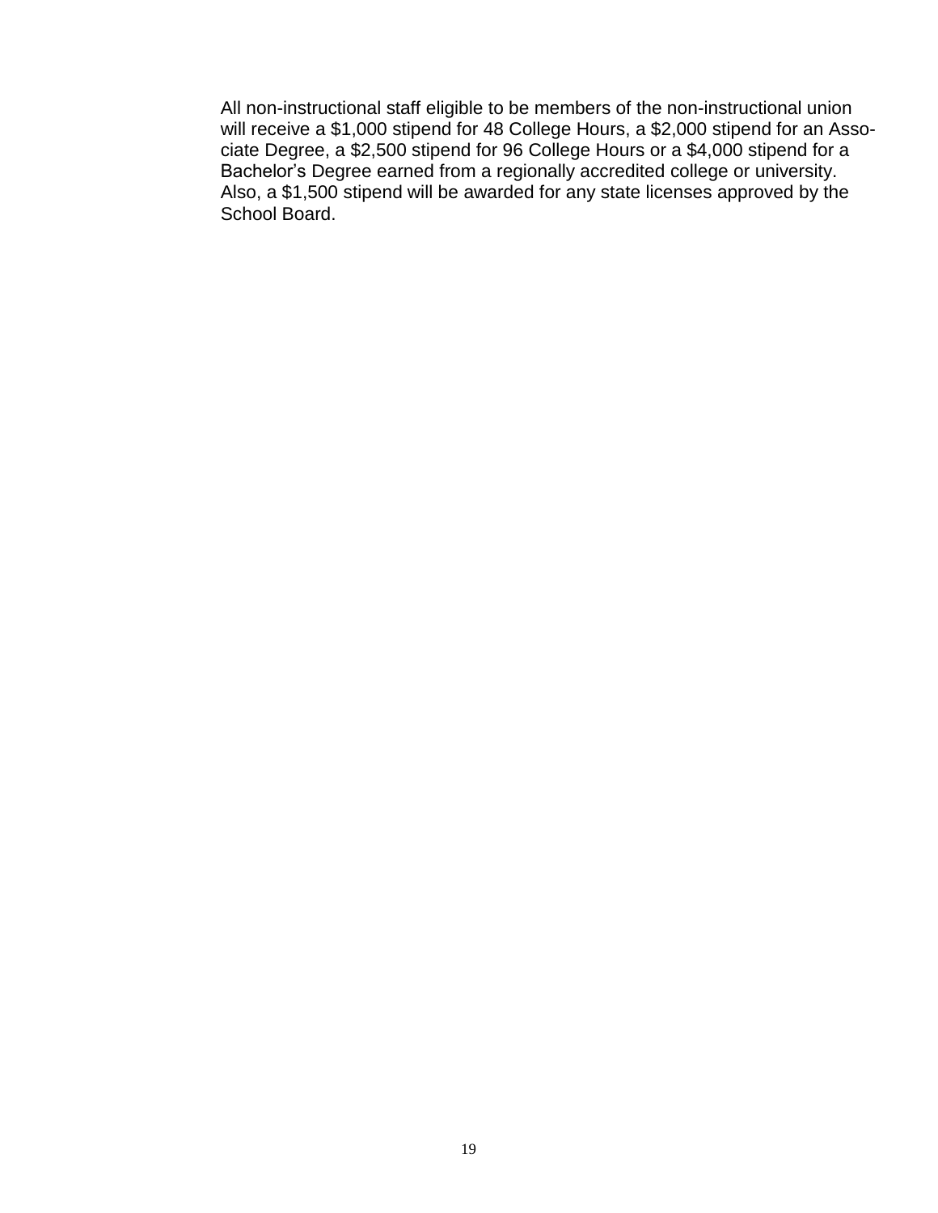All non-instructional staff eligible to be members of the non-instructional union will receive a $1,000 stipend for 48 College Hours, a $2,000 stipend for an Associate Degree, a $2,500 stipend for 96 College Hours or a $4,000 stipend for a Bachelor's Degree earned from a regionally accredited college or university. Also, a $1,500 stipend will be awarded for any state licenses approved by the School Board.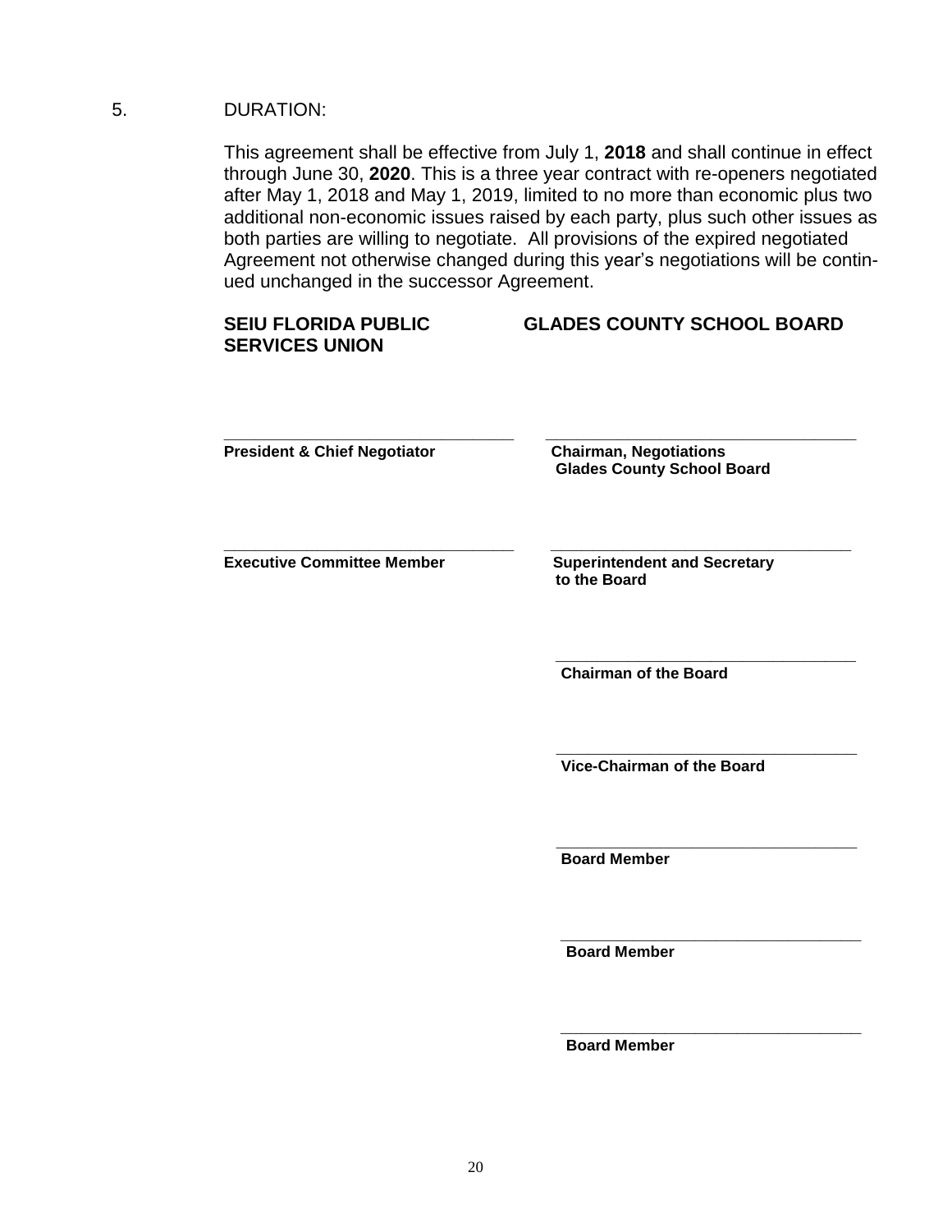5. DURATION:

This agreement shall be effective from July 1, **2018** and shall continue in effect through June 30, **2020**. This is a three year contract with re-openers negotiated after May 1, 2018 and May 1, 2019, limited to no more than economic plus two additional non-economic issues raised by each party, plus such other issues as both parties are willing to negotiate. All provisions of the expired negotiated Agreement not otherwise changed during this year's negotiations will be continued unchanged in the successor Agreement.

| **SEIU FLORIDA PUBLIC SERVICES UNION** | **GLADES COUNTY SCHOOL BOARD** |
|---|---|
| ______________________________ | ______________________________ |
| **President & Chief Negotiator** | **Chairman, Negotiations Glades County School Board** |
| ______________________________ | ______________________________ |
| **Executive Committee Member** | **Superintendent and Secretary to the Board** |
| | ______________________________ |
| | **Chairman of the Board** |
| | ______________________________ |
| | **Vice-Chairman of the Board** |
| | ______________________________ |
| | **Board Member** |
| | ______________________________ |
| | **Board Member** |
| | ______________________________ |
| | **Board Member** |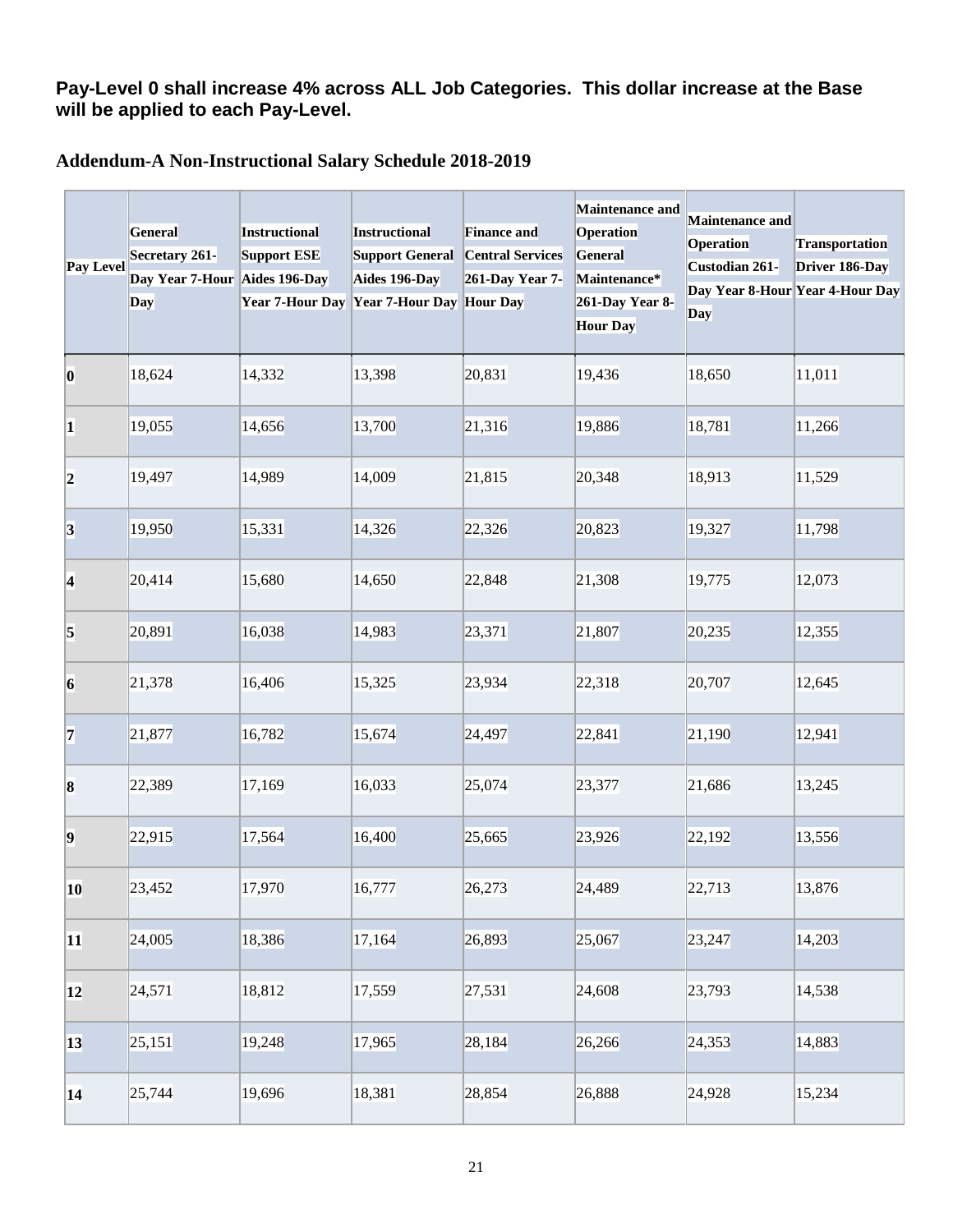**Pay-Level 0 shall increase 4% across ALL Job Categories. This dollar increase at the Base will be applied to each Pay-Level.**

## Addendum-A Non-Instructional Salary Schedule 2018-2019

| Pay Level | General Secretary 261-Day Year 7-Hour Day | Instructional Support ESE Aides 196-Day Year 7-Hour Day | Instructional Support General Aides 196-Day Year 7-Hour Day | Finance and Central Services 261-Day Year 7-Hour Day | Maintenance and Operation General Maintenance* 261-Day Year 8-Hour Day | Maintenance and Operation Custodian 261-Day Year 8-Hour Day | Transportation Driver 186-Day Year 4-Hour Day |
|---|---|---|---|---|---|---|---|
| 0 | 18,624 | 14,332 | 13,398 | 20,831 | 19,436 | 18,650 | 11,011 |
| 1 | 19,055 | 14,656 | 13,700 | 21,316 | 19,886 | 18,781 | 11,266 |
| 2 | 19,497 | 14,989 | 14,009 | 21,815 | 20,348 | 18,913 | 11,529 |
| 3 | 19,950 | 15,331 | 14,326 | 22,326 | 20,823 | 19,327 | 11,798 |
| 4 | 20,414 | 15,680 | 14,650 | 22,848 | 21,308 | 19,775 | 12,073 |
| 5 | 20,891 | 16,038 | 14,983 | 23,371 | 21,807 | 20,235 | 12,355 |
| 6 | 21,378 | 16,406 | 15,325 | 23,934 | 22,318 | 20,707 | 12,645 |
| 7 | 21,877 | 16,782 | 15,674 | 24,497 | 22,841 | 21,190 | 12,941 |
| 8 | 22,389 | 17,169 | 16,033 | 25,074 | 23,377 | 21,686 | 13,245 |
| 9 | 22,915 | 17,564 | 16,400 | 25,665 | 23,926 | 22,192 | 13,556 |
| 10 | 23,452 | 17,970 | 16,777 | 26,273 | 24,489 | 22,713 | 13,876 |
| 11 | 24,005 | 18,386 | 17,164 | 26,893 | 25,067 | 23,247 | 14,203 |
| 12 | 24,571 | 18,812 | 17,559 | 27,531 | 24,608 | 23,793 | 14,538 |
| 13 | 25,151 | 19,248 | 17,965 | 28,184 | 26,266 | 24,353 | 14,883 |
| 14 | 25,744 | 19,696 | 18,381 | 28,854 | 26,888 | 24,928 | 15,234 |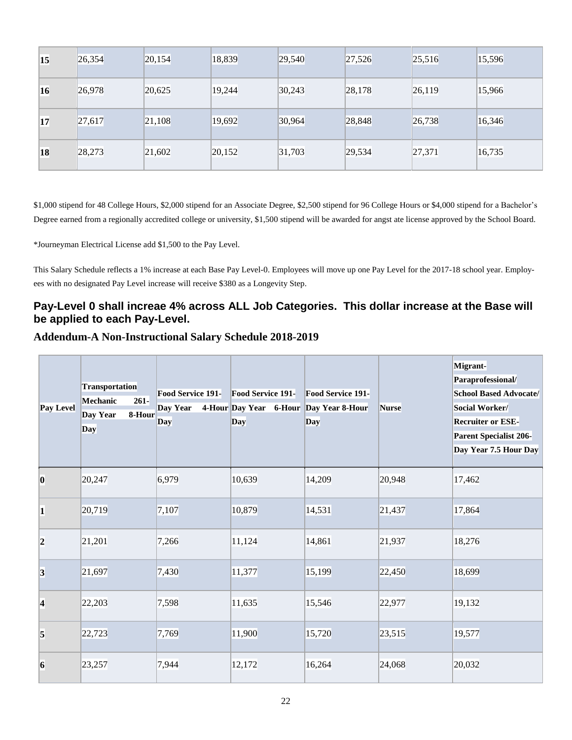| 15 | 26,354 | 20,154 | 18,839 | 29,540 | 27,526 | 25,516 | 15,596 |
|---|---|---|---|---|---|---|---|
| 16 | 26,978 | 20,625 | 19,244 | 30,243 | 28,178 | 26,119 | 15,966 |
| 17 | 27,617 | 21,108 | 19,692 | 30,964 | 28,848 | 26,738 | 16,346 |
| 18 | 28,273 | 21,602 | 20,152 | 31,703 | 29,534 | 27,371 | 16,735 |

$1,000 stipend for 48 College Hours, $2,000 stipend for an Associate Degree, $2,500 stipend for 96 College Hours or $4,000 stipend for a Bachelor's Degree earned from a regionally accredited college or university, $1,500 stipend will be awarded for angst ate license approved by the School Board.

*Journeyman Electrical License add $1,500 to the Pay Level.

This Salary Schedule reflects a 1% increase at each Base Pay Level-0. Employees will move up one Pay Level for the 2017-18 school year. Employees with no designated Pay Level increase will receive $380 as a Longevity Step.

### Pay-Level 0 shall increae 4% across ALL Job Categories. This dollar increase at the Base will be applied to each Pay-Level.

### Addendum-A Non-Instructional Salary Schedule 2018-2019

| Pay Level | Transportation Mechanic 261-Day Year 8-Hour Day | Food Service 191-Day Year 4-Hour Day | Food Service 191-Day Year 6-Hour Day | Food Service 191-Day Year 8-Hour Day | Nurse | Migrant-Paraprofessional/ School Based Advocate/ Social Worker/ Recruiter or ESE-Parent Specialist 206-Day Year 7.5 Hour Day |
|---|---|---|---|---|---|---|
| 0 | 20,247 | 6,979 | 10,639 | 14,209 | 20,948 | 17,462 |
| 1 | 20,719 | 7,107 | 10,879 | 14,531 | 21,437 | 17,864 |
| 2 | 21,201 | 7,266 | 11,124 | 14,861 | 21,937 | 18,276 |
| 3 | 21,697 | 7,430 | 11,377 | 15,199 | 22,450 | 18,699 |
| 4 | 22,203 | 7,598 | 11,635 | 15,546 | 22,977 | 19,132 |
| 5 | 22,723 | 7,769 | 11,900 | 15,720 | 23,515 | 19,577 |
| 6 | 23,257 | 7,944 | 12,172 | 16,264 | 24,068 | 20,032 |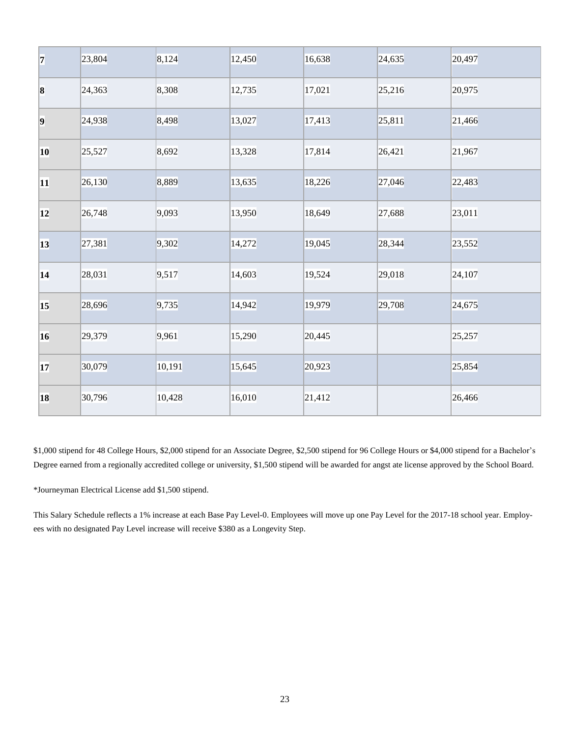| | | | | | | |
|---|---|---|---|---|---|---|
| **7** | 23,804 | 8,124 | 12,450 | 16,638 | 24,635 | 20,497 |
| **8** | 24,363 | 8,308 | 12,735 | 17,021 | 25,216 | 20,975 |
| **9** | 24,938 | 8,498 | 13,027 | 17,413 | 25,811 | 21,466 |
| **10** | 25,527 | 8,692 | 13,328 | 17,814 | 26,421 | 21,967 |
| **11** | 26,130 | 8,889 | 13,635 | 18,226 | 27,046 | 22,483 |
| **12** | 26,748 | 9,093 | 13,950 | 18,649 | 27,688 | 23,011 |
| **13** | 27,381 | 9,302 | 14,272 | 19,045 | 28,344 | 23,552 |
| **14** | 28,031 | 9,517 | 14,603 | 19,524 | 29,018 | 24,107 |
| **15** | 28,696 | 9,735 | 14,942 | 19,979 | 29,708 | 24,675 |
| **16** | 29,379 | 9,961 | 15,290 | 20,445 | | 25,257 |
| **17** | 30,079 | 10,191 | 15,645 | 20,923 | | 25,854 |
| **18** | 30,796 | 10,428 | 16,010 | 21,412 | | 26,466 |

$1,000 stipend for 48 College Hours, $2,000 stipend for an Associate Degree, $2,500 stipend for 96 College Hours or $4,000 stipend for a Bachelor's Degree earned from a regionally accredited college or university, $1,500 stipend will be awarded for angst ate license approved by the School Board.

*Journeyman Electrical License add $1,500 stipend.

This Salary Schedule reflects a 1% increase at each Base Pay Level-0. Employees will move up one Pay Level for the 2017-18 school year. Employees with no designated Pay Level increase will receive $380 as a Longevity Step.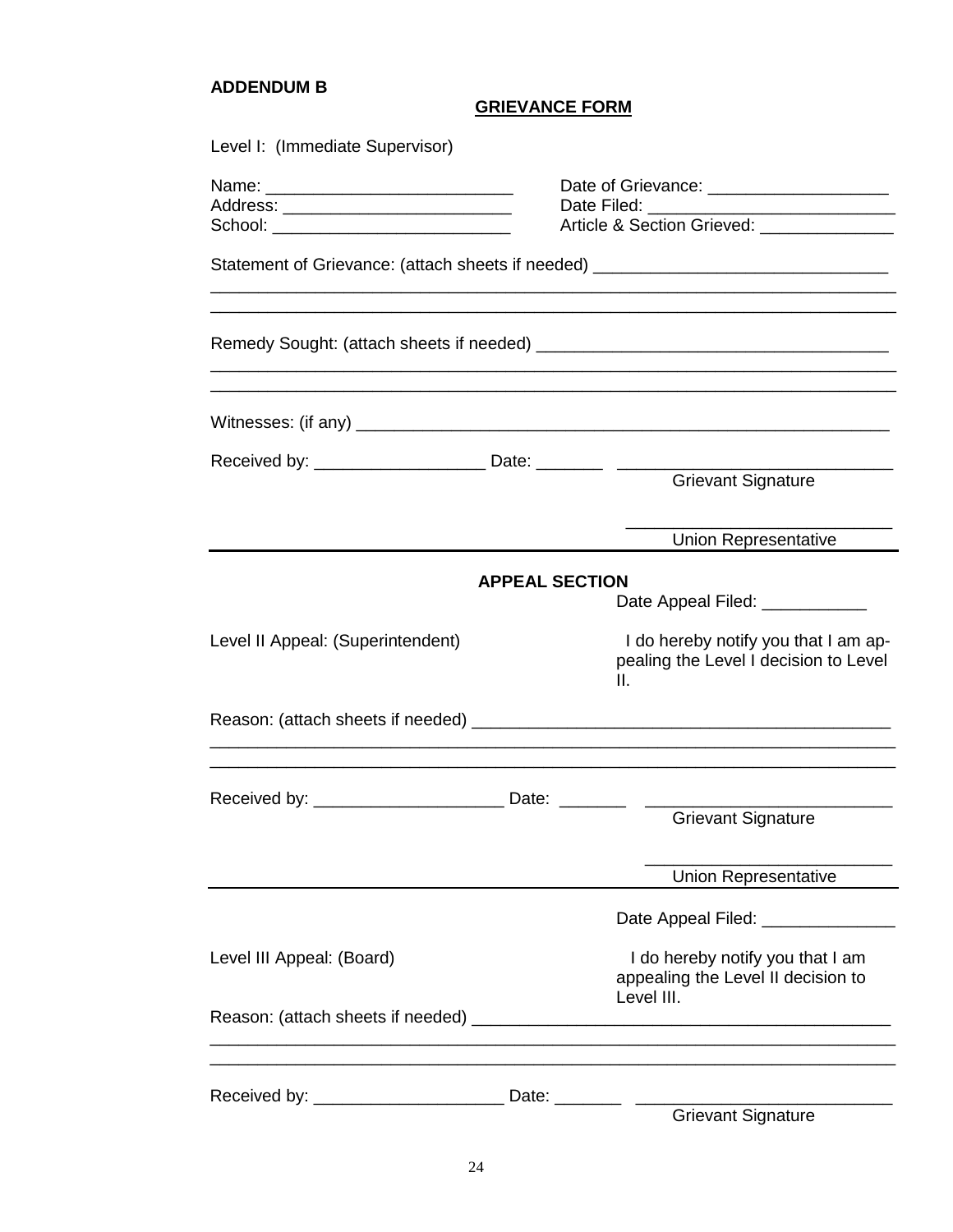**ADDENDUM B**

## GRIEVANCE FORM

Level I: (Immediate Supervisor)

Name: __________________________ Date of Grievance: ___________________

Address: ________________________ Date Filed: ___________________________

School: __________________________ Article & Section Grieved: ______________

Statement of Grievance: (attach sheets if needed) _______________________________

___________________________________________________________________________

___________________________________________________________________________

Remedy Sought: (attach sheets if needed) _____________________________________

___________________________________________________________________________

___________________________________________________________________________

Witnesses: (if any) ___________________________________________________________

Received by: __________________ Date: _______ _____________________________

Grievant Signature

___________________________

Union Representative

---

### APPEAL SECTION

Date Appeal Filed: ___________

Level II Appeal: (Superintendent)

I do hereby notify you that I am appealing the Level I decision to Level II.

Reason: (attach sheets if needed) ____________________________________________

___________________________________________________________________________

___________________________________________________________________________

Received by: ____________________ Date: _______ __________________________

Grievant Signature

__________________________

Union Representative

---

Date Appeal Filed: ______________

Level III Appeal: (Board)

I do hereby notify you that I am appealing the Level II decision to Level III.

Reason: (attach sheets if needed) ____________________________________________

___________________________________________________________________________

___________________________________________________________________________

Received by: ____________________ Date: _______ __________________________

Grievant Signature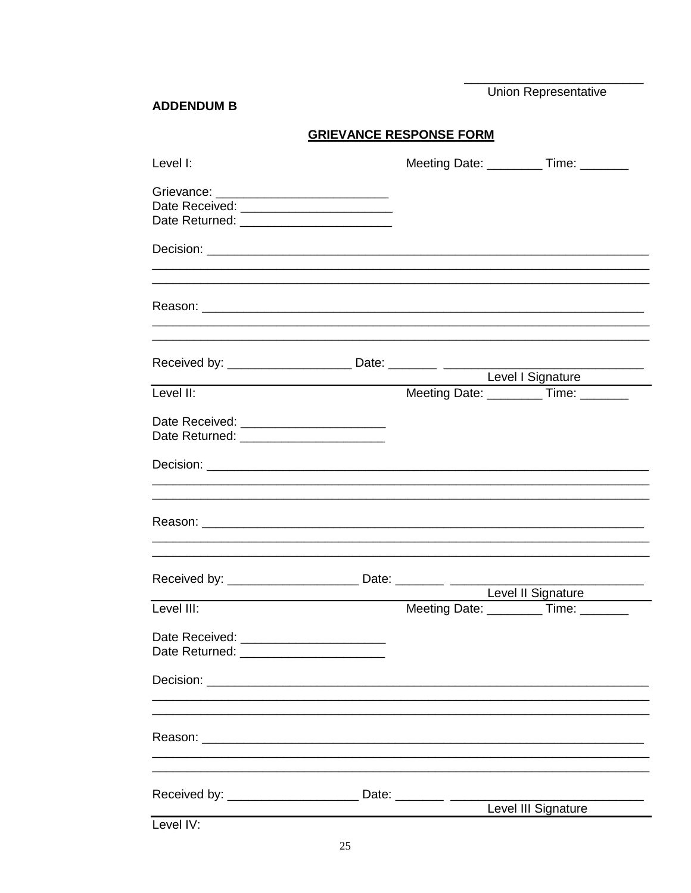\_\_\_\_\_\_\_\_\_\_\_\_\_\_\_\_\_\_\_\_\_\_\_\_\_\_
Union Representative

**ADDENDUM B**

## GRIEVANCE RESPONSE FORM

Level I: Meeting Date: ________ Time: _______

Grievance: _________________________
Date Received: ______________________
Date Returned: ______________________

Decision: ________________________________________________________________
__________________________________________________________________________
__________________________________________________________________________

Reason: _________________________________________________________________
__________________________________________________________________________
__________________________________________________________________________

Received by: __________________ Date: _______ ___________________________
Level I Signature

---

Level II: Meeting Date: ________ Time: _______

Date Received: _____________________
Date Returned: _____________________

Decision: ________________________________________________________________
__________________________________________________________________________
__________________________________________________________________________

Reason: _________________________________________________________________
__________________________________________________________________________
__________________________________________________________________________

Received by: ___________________ Date: _______ __________________________
Level II Signature

---

Level III: Meeting Date: ________ Time: _______

Date Received: _____________________
Date Returned: _____________________

Decision: ________________________________________________________________
__________________________________________________________________________
__________________________________________________________________________

Reason: _________________________________________________________________
__________________________________________________________________________
__________________________________________________________________________

Received by: ___________________ Date: _______ __________________________
Level III Signature

---

Level IV: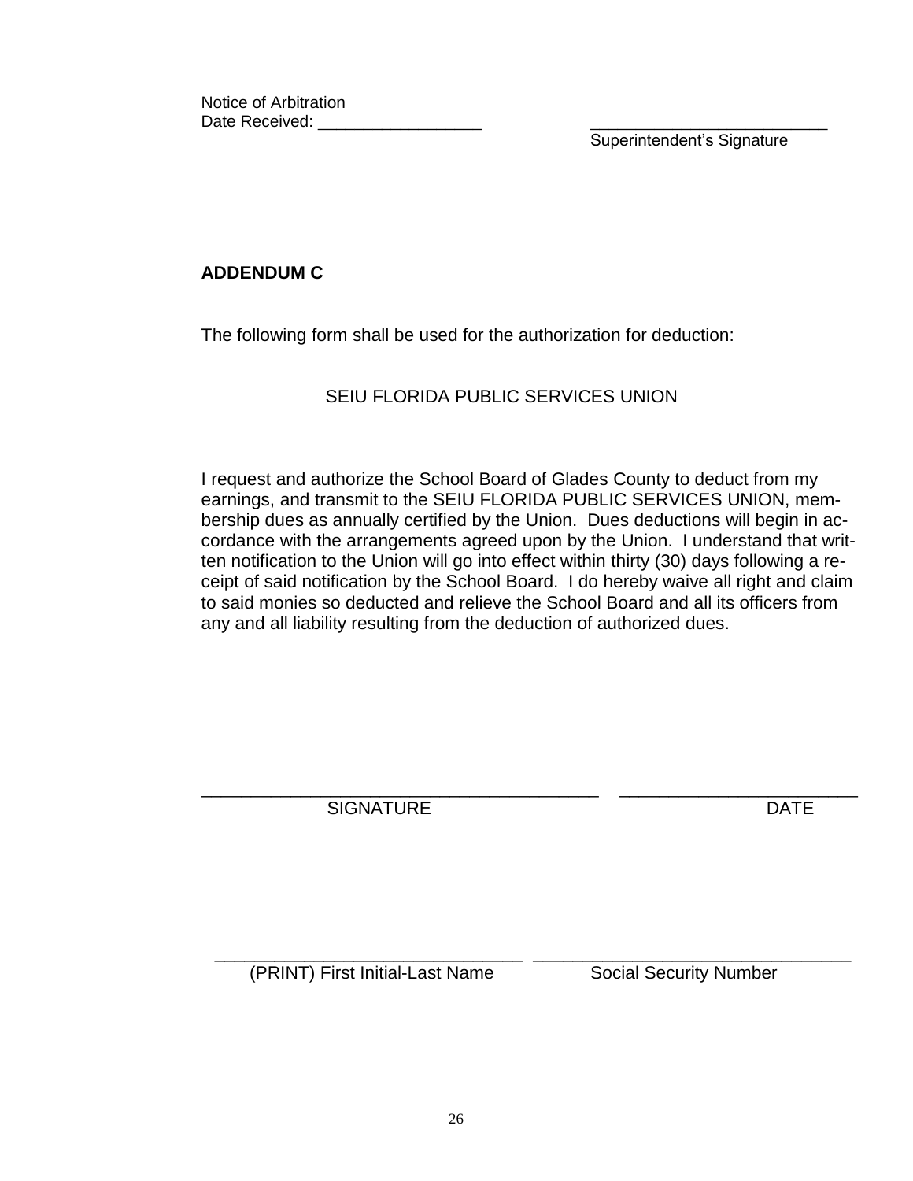Notice of Arbitration
Date Received: __________________

__________________________
Superintendent's Signature

**ADDENDUM C**

The following form shall be used for the authorization for deduction:

SEIU FLORIDA PUBLIC SERVICES UNION

I request and authorize the School Board of Glades County to deduct from my earnings, and transmit to the SEIU FLORIDA PUBLIC SERVICES UNION, membership dues as annually certified by the Union. Dues deductions will begin in accordance with the arrangements agreed upon by the Union. I understand that written notification to the Union will go into effect within thirty (30) days following a receipt of said notification by the School Board. I do hereby waive all right and claim to said monies so deducted and relieve the School Board and all its officers from any and all liability resulting from the deduction of authorized dues.

__________________________________________ ________________________
SIGNATURE DATE

________________________________ ________________________________
(PRINT) First Initial-Last Name Social Security Number